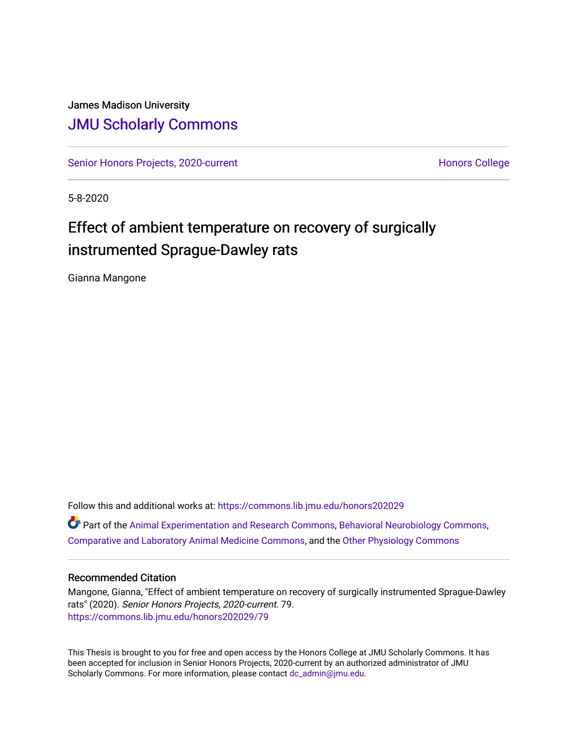James Madison University

# JMU Scholarly Commons

Senior Honors Projects, 2020-current

Honors College

5-8-2020

## Effect of ambient temperature on recovery of surgically instrumented Sprague-Dawley rats

Gianna Mangone

Follow this and additional works at: https://commons.lib.jmu.edu/honors202029

Part of the Animal Experimentation and Research Commons, Behavioral Neurobiology Commons, Comparative and Laboratory Animal Medicine Commons, and the Other Physiology Commons

### Recommended Citation

Mangone, Gianna, "Effect of ambient temperature on recovery of surgically instrumented Sprague-Dawley rats" (2020). *Senior Honors Projects, 2020-current*. 79.
https://commons.lib.jmu.edu/honors202029/79

This Thesis is brought to you for free and open access by the Honors College at JMU Scholarly Commons. It has been accepted for inclusion in Senior Honors Projects, 2020-current by an authorized administrator of JMU Scholarly Commons. For more information, please contact dc_admin@jmu.edu.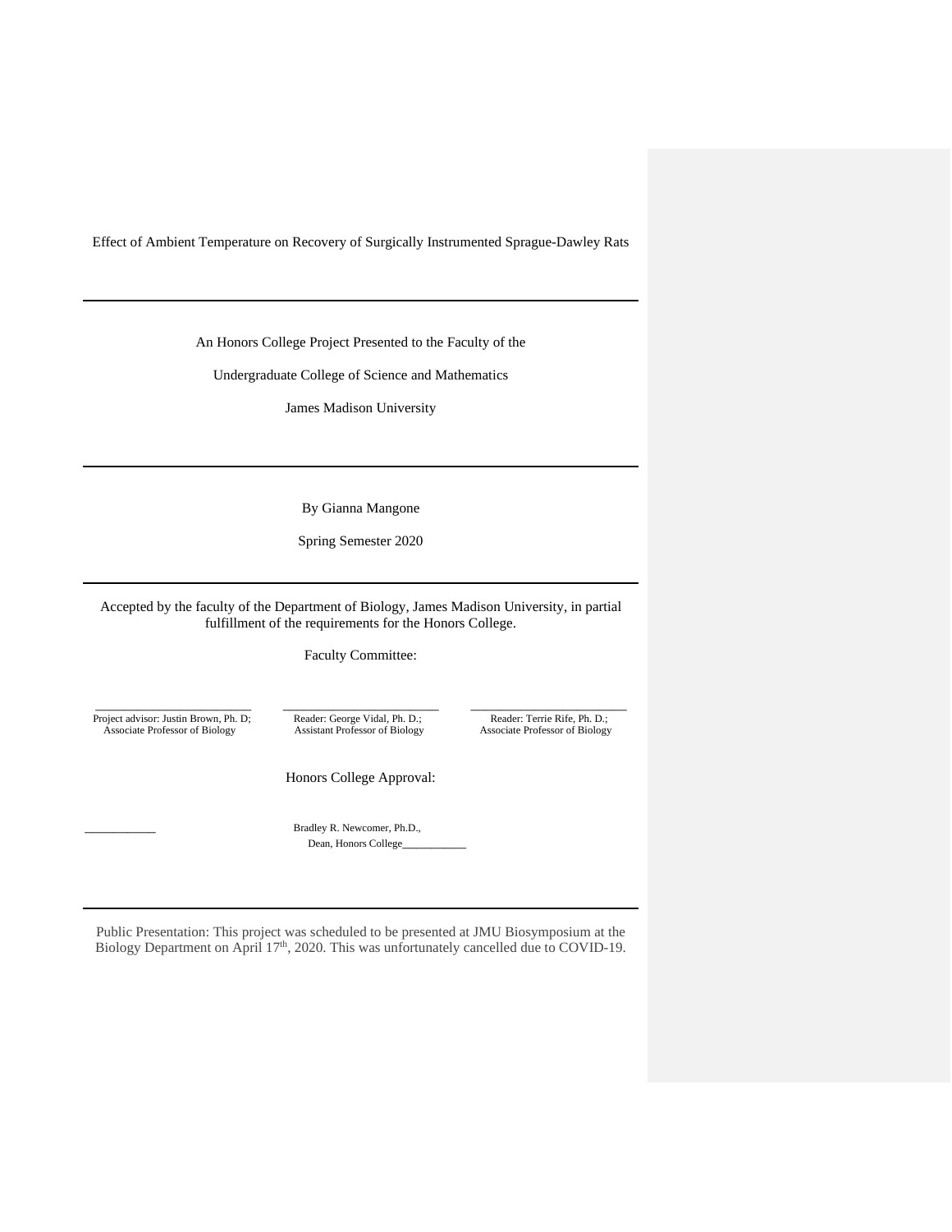Effect of Ambient Temperature on Recovery of Surgically Instrumented Sprague-Dawley Rats

---

An Honors College Project Presented to the Faculty of the

Undergraduate College of Science and Mathematics

James Madison University

---

By Gianna Mangone

Spring Semester 2020

---

Accepted by the faculty of the Department of Biology, James Madison University, in partial fulfillment of the requirements for the Honors College.

Faculty Committee:

| ________________________ | ________________________ | ________________________ |
| --- | --- | --- |
| Project advisor: Justin Brown, Ph. D; Associate Professor of Biology | Reader: George Vidal, Ph. D.; Assistant Professor of Biology | Reader: Terrie Rife, Ph. D.; Associate Professor of Biology |

Honors College Approval:

___________ Bradley R. Newcomer, Ph.D., Dean, Honors College___________

---

Public Presentation: This project was scheduled to be presented at JMU Biosymposium at the Biology Department on April 17th, 2020. This was unfortunately cancelled due to COVID-19.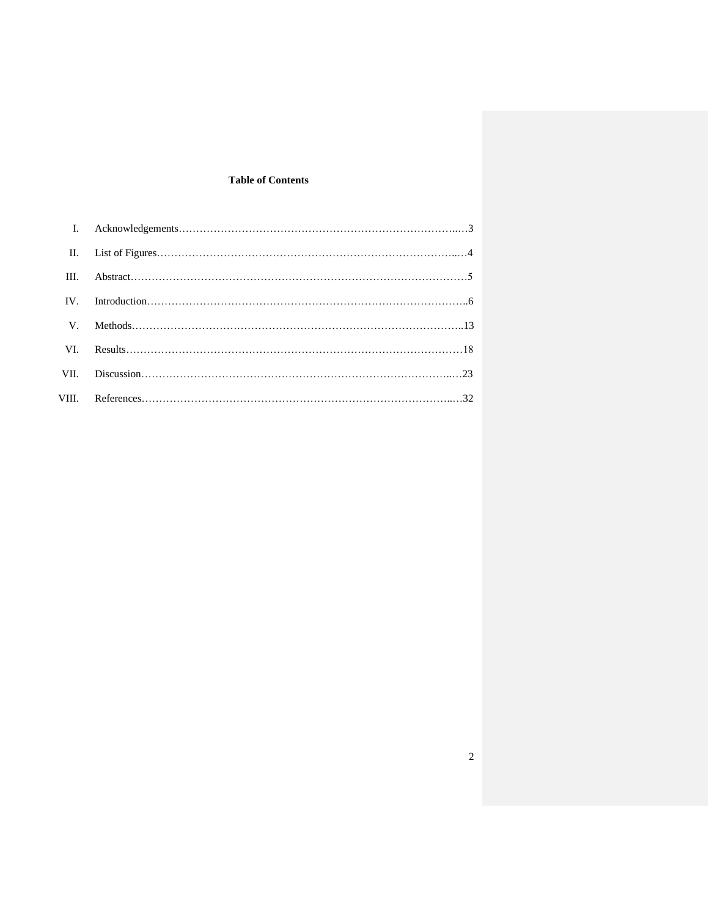**Table of Contents**

I. Acknowledgements………………………………………………………………………...…3

II. List of Figures……………………………………………………………………………...…4

III. Abstract………………………………………………………………………………………5

IV. Introduction…………………………………………………………………………………..6

V. Methods……………………………………………………………………………………..13

VI. Results………………………………………………………………………………………18

VII. Discussion…………………………………………………………………………….…..…23

VIII. References……………………………………………………………………………...…32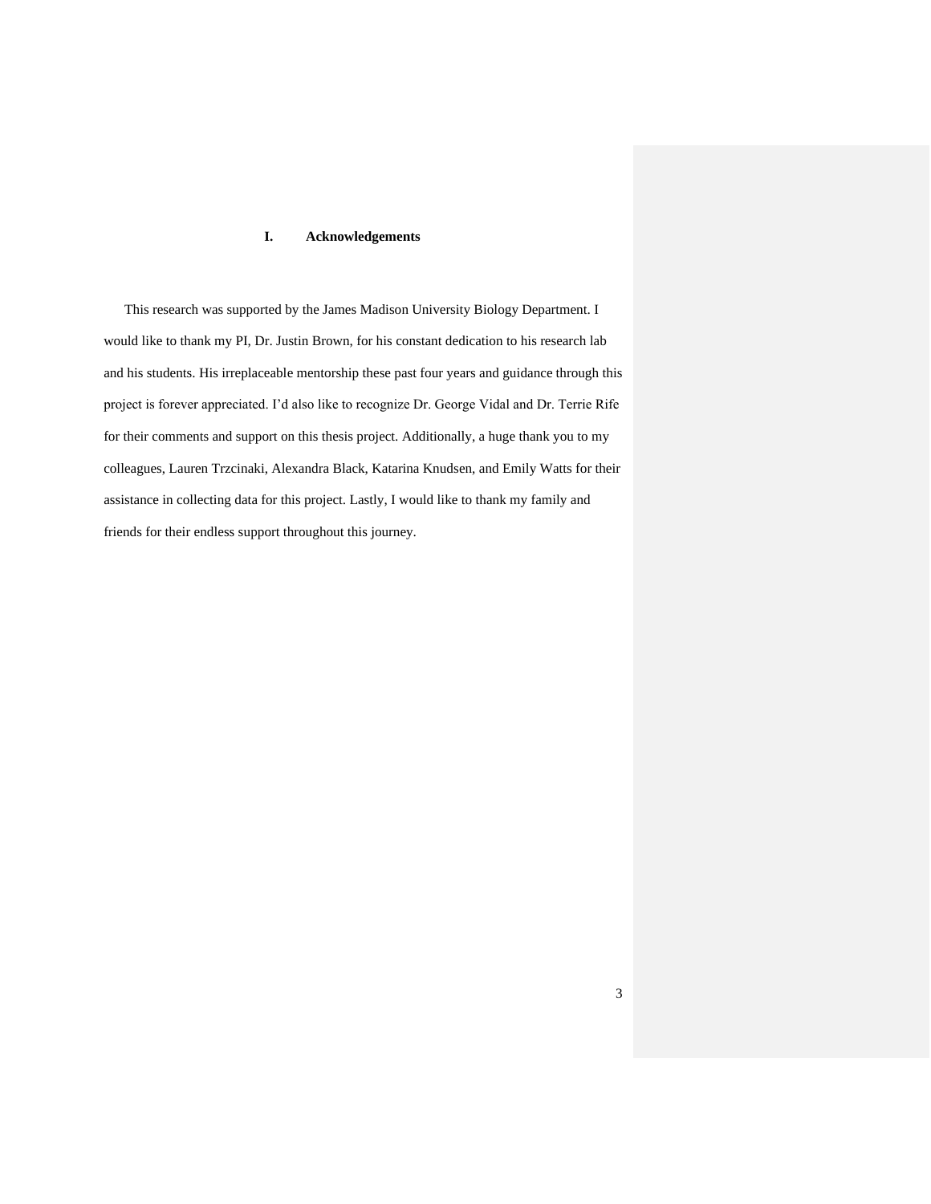# I. Acknowledgements

This research was supported by the James Madison University Biology Department. I would like to thank my PI, Dr. Justin Brown, for his constant dedication to his research lab and his students. His irreplaceable mentorship these past four years and guidance through this project is forever appreciated. I'd also like to recognize Dr. George Vidal and Dr. Terrie Rife for their comments and support on this thesis project. Additionally, a huge thank you to my colleagues, Lauren Trzcinaki, Alexandra Black, Katarina Knudsen, and Emily Watts for their assistance in collecting data for this project. Lastly, I would like to thank my family and friends for their endless support throughout this journey.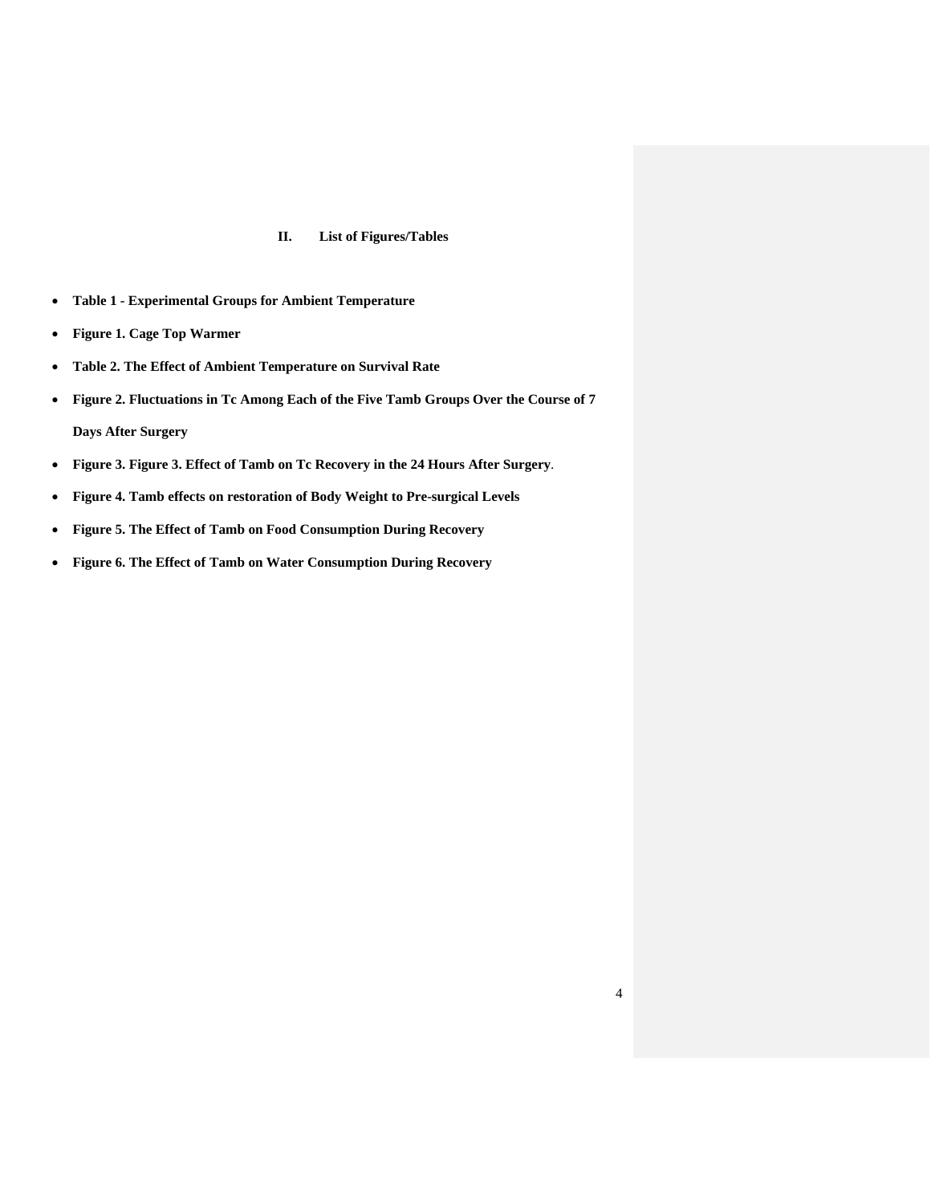## II. List of Figures/Tables

- **Table 1 - Experimental Groups for Ambient Temperature**
- **Figure 1. Cage Top Warmer**
- **Table 2. The Effect of Ambient Temperature on Survival Rate**
- **Figure 2. Fluctuations in Tc Among Each of the Five Tamb Groups Over the Course of 7 Days After Surgery**
- **Figure 3. Figure 3. Effect of Tamb on Tc Recovery in the 24 Hours After Surgery**.
- **Figure 4. Tamb effects on restoration of Body Weight to Pre-surgical Levels**
- **Figure 5. The Effect of Tamb on Food Consumption During Recovery**
- **Figure 6. The Effect of Tamb on Water Consumption During Recovery**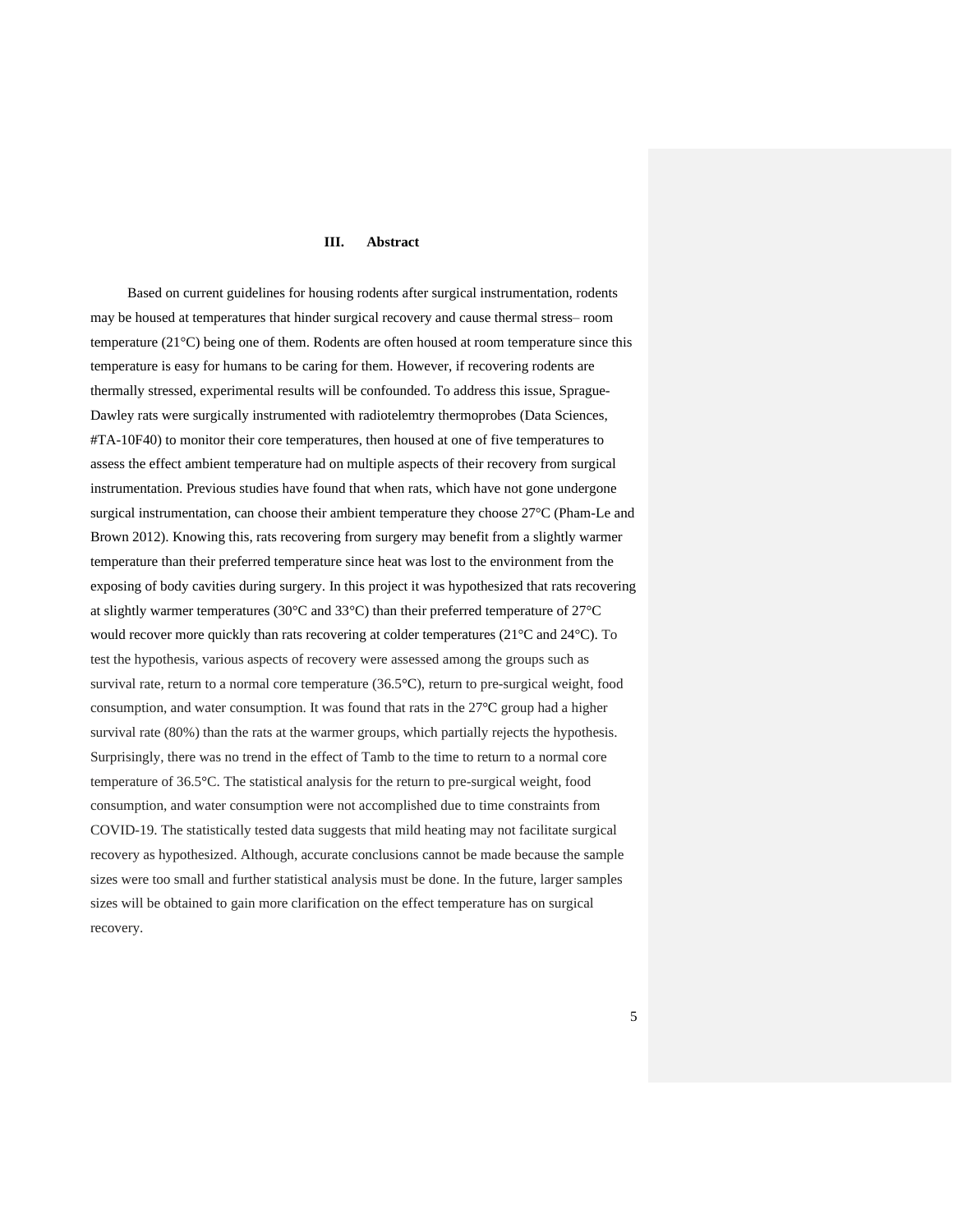### III. Abstract

Based on current guidelines for housing rodents after surgical instrumentation, rodents may be housed at temperatures that hinder surgical recovery and cause thermal stress– room temperature (21°C) being one of them. Rodents are often housed at room temperature since this temperature is easy for humans to be caring for them. However, if recovering rodents are thermally stressed, experimental results will be confounded. To address this issue, Sprague-Dawley rats were surgically instrumented with radiotelemtry thermoprobes (Data Sciences, #TA-10F40) to monitor their core temperatures, then housed at one of five temperatures to assess the effect ambient temperature had on multiple aspects of their recovery from surgical instrumentation. Previous studies have found that when rats, which have not gone undergone surgical instrumentation, can choose their ambient temperature they choose 27°C (Pham-Le and Brown 2012). Knowing this, rats recovering from surgery may benefit from a slightly warmer temperature than their preferred temperature since heat was lost to the environment from the exposing of body cavities during surgery. In this project it was hypothesized that rats recovering at slightly warmer temperatures (30°C and 33°C) than their preferred temperature of 27°C would recover more quickly than rats recovering at colder temperatures (21°C and 24°C). To test the hypothesis, various aspects of recovery were assessed among the groups such as survival rate, return to a normal core temperature (36.5°C), return to pre-surgical weight, food consumption, and water consumption. It was found that rats in the 27°C group had a higher survival rate (80%) than the rats at the warmer groups, which partially rejects the hypothesis. Surprisingly, there was no trend in the effect of Tamb to the time to return to a normal core temperature of 36.5°C. The statistical analysis for the return to pre-surgical weight, food consumption, and water consumption were not accomplished due to time constraints from COVID-19. The statistically tested data suggests that mild heating may not facilitate surgical recovery as hypothesized. Although, accurate conclusions cannot be made because the sample sizes were too small and further statistical analysis must be done. In the future, larger samples sizes will be obtained to gain more clarification on the effect temperature has on surgical recovery.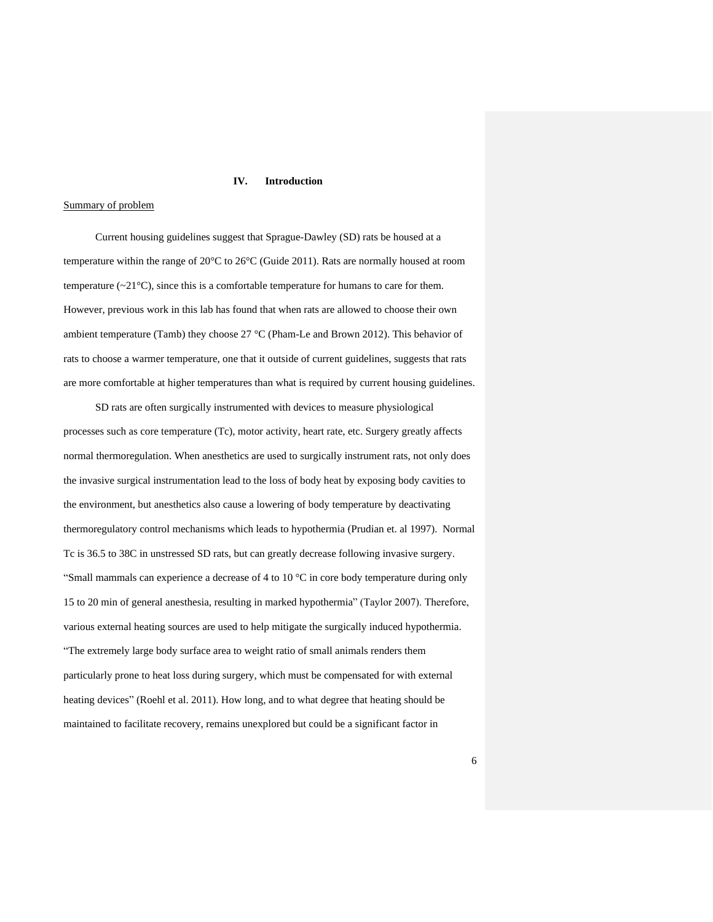## IV. Introduction

Summary of problem

Current housing guidelines suggest that Sprague-Dawley (SD) rats be housed at a temperature within the range of 20°C to 26°C (Guide 2011). Rats are normally housed at room temperature (~21°C), since this is a comfortable temperature for humans to care for them. However, previous work in this lab has found that when rats are allowed to choose their own ambient temperature (Tamb) they choose 27 °C (Pham-Le and Brown 2012). This behavior of rats to choose a warmer temperature, one that it outside of current guidelines, suggests that rats are more comfortable at higher temperatures than what is required by current housing guidelines.

SD rats are often surgically instrumented with devices to measure physiological processes such as core temperature (Tc), motor activity, heart rate, etc. Surgery greatly affects normal thermoregulation. When anesthetics are used to surgically instrument rats, not only does the invasive surgical instrumentation lead to the loss of body heat by exposing body cavities to the environment, but anesthetics also cause a lowering of body temperature by deactivating thermoregulatory control mechanisms which leads to hypothermia (Prudian et. al 1997). Normal Tc is 36.5 to 38C in unstressed SD rats, but can greatly decrease following invasive surgery. “Small mammals can experience a decrease of 4 to 10 °C in core body temperature during only 15 to 20 min of general anesthesia, resulting in marked hypothermia” (Taylor 2007). Therefore, various external heating sources are used to help mitigate the surgically induced hypothermia. “The extremely large body surface area to weight ratio of small animals renders them particularly prone to heat loss during surgery, which must be compensated for with external heating devices” (Roehl et al. 2011). How long, and to what degree that heating should be maintained to facilitate recovery, remains unexplored but could be a significant factor in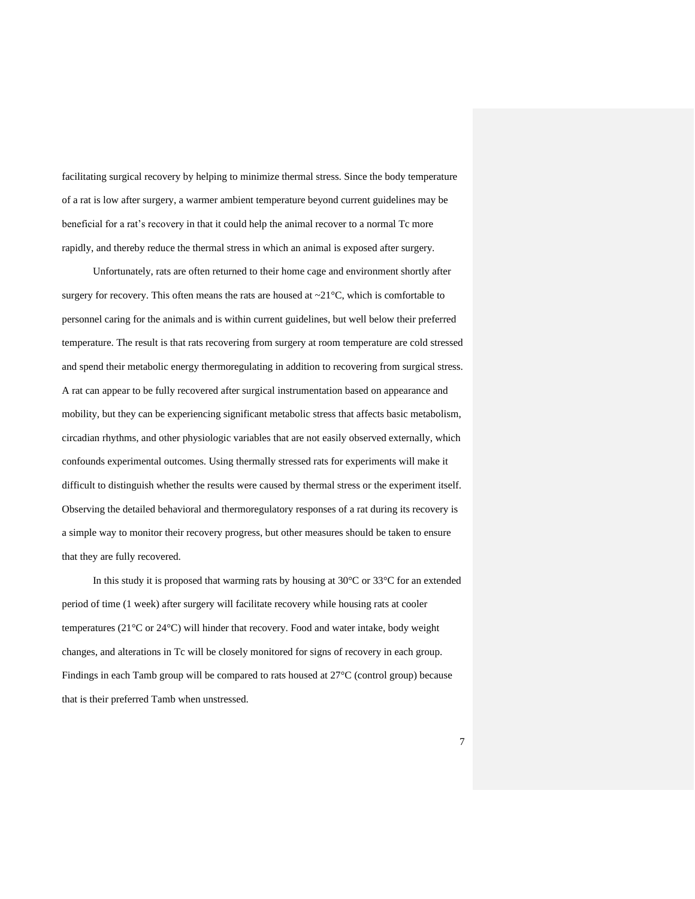facilitating surgical recovery by helping to minimize thermal stress. Since the body temperature of a rat is low after surgery, a warmer ambient temperature beyond current guidelines may be beneficial for a rat's recovery in that it could help the animal recover to a normal Tc more rapidly, and thereby reduce the thermal stress in which an animal is exposed after surgery.

Unfortunately, rats are often returned to their home cage and environment shortly after surgery for recovery. This often means the rats are housed at ~21°C, which is comfortable to personnel caring for the animals and is within current guidelines, but well below their preferred temperature. The result is that rats recovering from surgery at room temperature are cold stressed and spend their metabolic energy thermoregulating in addition to recovering from surgical stress. A rat can appear to be fully recovered after surgical instrumentation based on appearance and mobility, but they can be experiencing significant metabolic stress that affects basic metabolism, circadian rhythms, and other physiologic variables that are not easily observed externally, which confounds experimental outcomes. Using thermally stressed rats for experiments will make it difficult to distinguish whether the results were caused by thermal stress or the experiment itself. Observing the detailed behavioral and thermoregulatory responses of a rat during its recovery is a simple way to monitor their recovery progress, but other measures should be taken to ensure that they are fully recovered.

In this study it is proposed that warming rats by housing at 30°C or 33°C for an extended period of time (1 week) after surgery will facilitate recovery while housing rats at cooler temperatures (21°C or 24°C) will hinder that recovery. Food and water intake, body weight changes, and alterations in Tc will be closely monitored for signs of recovery in each group. Findings in each Tamb group will be compared to rats housed at 27°C (control group) because that is their preferred Tamb when unstressed.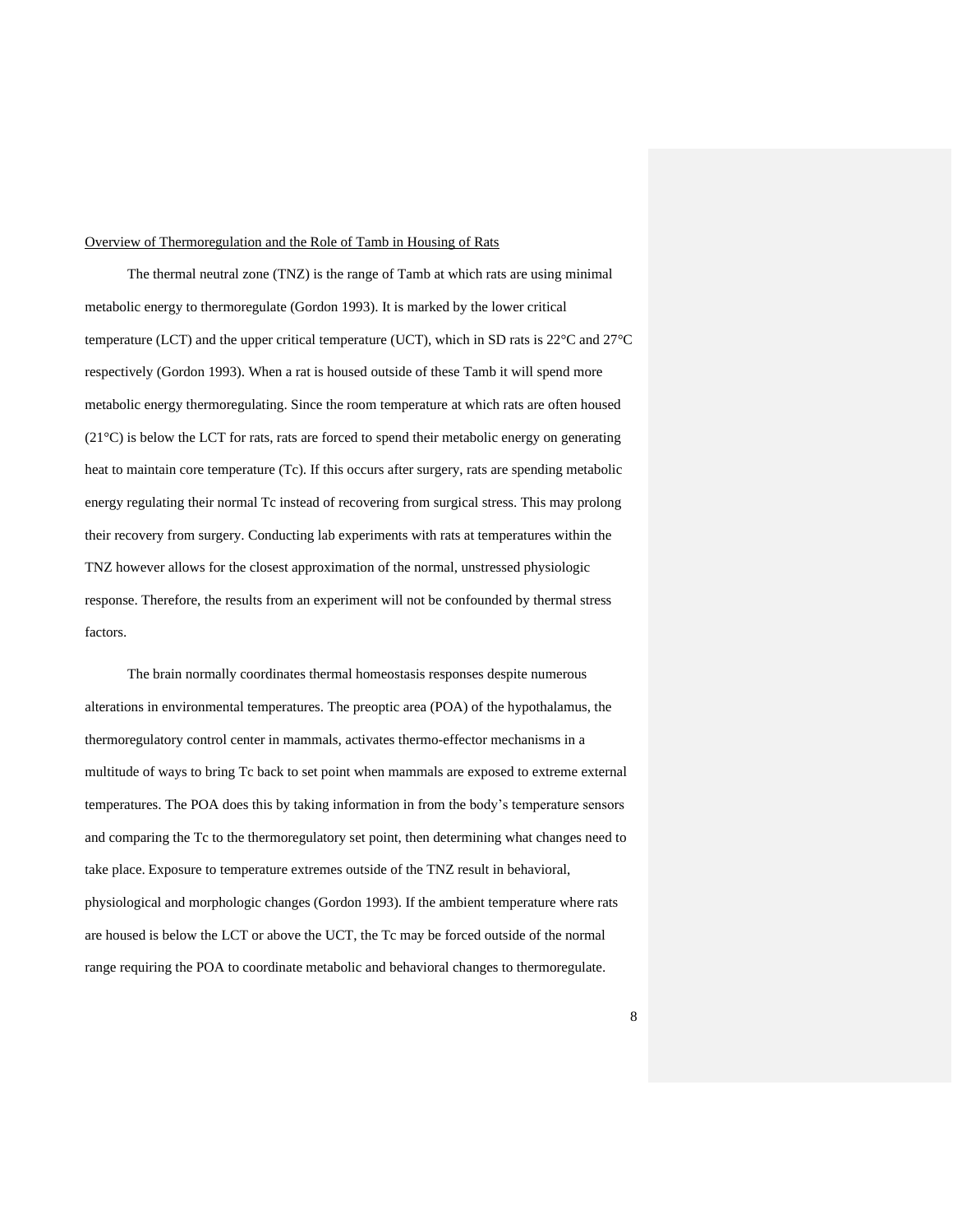## Overview of Thermoregulation and the Role of Tamb in Housing of Rats

The thermal neutral zone (TNZ) is the range of Tamb at which rats are using minimal metabolic energy to thermoregulate (Gordon 1993). It is marked by the lower critical temperature (LCT) and the upper critical temperature (UCT), which in SD rats is 22°C and 27°C respectively (Gordon 1993). When a rat is housed outside of these Tamb it will spend more metabolic energy thermoregulating. Since the room temperature at which rats are often housed (21°C) is below the LCT for rats, rats are forced to spend their metabolic energy on generating heat to maintain core temperature (Tc). If this occurs after surgery, rats are spending metabolic energy regulating their normal Tc instead of recovering from surgical stress. This may prolong their recovery from surgery. Conducting lab experiments with rats at temperatures within the TNZ however allows for the closest approximation of the normal, unstressed physiologic response. Therefore, the results from an experiment will not be confounded by thermal stress factors.

The brain normally coordinates thermal homeostasis responses despite numerous alterations in environmental temperatures. The preoptic area (POA) of the hypothalamus, the thermoregulatory control center in mammals, activates thermo-effector mechanisms in a multitude of ways to bring Tc back to set point when mammals are exposed to extreme external temperatures. The POA does this by taking information in from the body's temperature sensors and comparing the Tc to the thermoregulatory set point, then determining what changes need to take place. Exposure to temperature extremes outside of the TNZ result in behavioral, physiological and morphologic changes (Gordon 1993). If the ambient temperature where rats are housed is below the LCT or above the UCT, the Tc may be forced outside of the normal range requiring the POA to coordinate metabolic and behavioral changes to thermoregulate.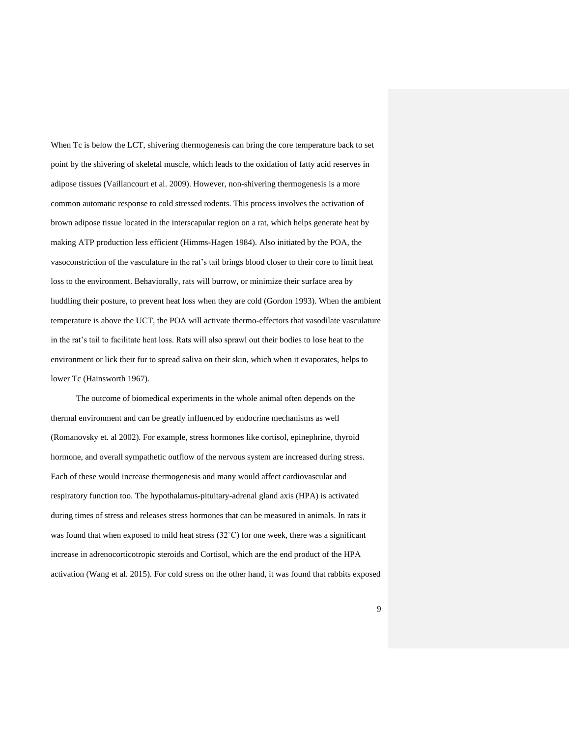When Tc is below the LCT, shivering thermogenesis can bring the core temperature back to set point by the shivering of skeletal muscle, which leads to the oxidation of fatty acid reserves in adipose tissues (Vaillancourt et al. 2009). However, non-shivering thermogenesis is a more common automatic response to cold stressed rodents. This process involves the activation of brown adipose tissue located in the interscapular region on a rat, which helps generate heat by making ATP production less efficient (Himms-Hagen 1984). Also initiated by the POA, the vasoconstriction of the vasculature in the rat's tail brings blood closer to their core to limit heat loss to the environment. Behaviorally, rats will burrow, or minimize their surface area by huddling their posture, to prevent heat loss when they are cold (Gordon 1993). When the ambient temperature is above the UCT, the POA will activate thermo-effectors that vasodilate vasculature in the rat's tail to facilitate heat loss. Rats will also sprawl out their bodies to lose heat to the environment or lick their fur to spread saliva on their skin, which when it evaporates, helps to lower Tc (Hainsworth 1967).

The outcome of biomedical experiments in the whole animal often depends on the thermal environment and can be greatly influenced by endocrine mechanisms as well (Romanovsky et. al 2002). For example, stress hormones like cortisol, epinephrine, thyroid hormone, and overall sympathetic outflow of the nervous system are increased during stress. Each of these would increase thermogenesis and many would affect cardiovascular and respiratory function too. The hypothalamus-pituitary-adrenal gland axis (HPA) is activated during times of stress and releases stress hormones that can be measured in animals. In rats it was found that when exposed to mild heat stress (32˚C) for one week, there was a significant increase in adrenocorticotropic steroids and Cortisol, which are the end product of the HPA activation (Wang et al. 2015). For cold stress on the other hand, it was found that rabbits exposed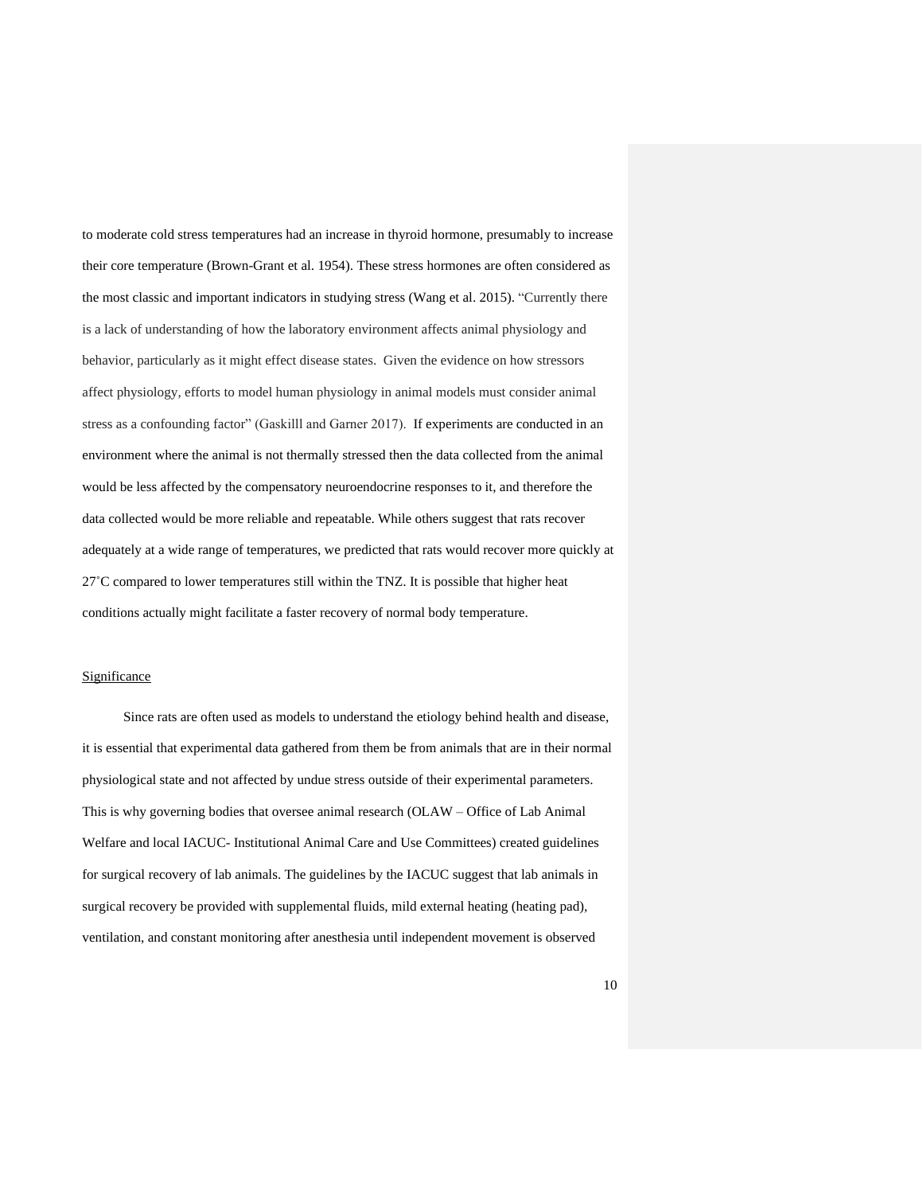to moderate cold stress temperatures had an increase in thyroid hormone, presumably to increase their core temperature (Brown-Grant et al. 1954). These stress hormones are often considered as the most classic and important indicators in studying stress (Wang et al. 2015). "Currently there is a lack of understanding of how the laboratory environment affects animal physiology and behavior, particularly as it might effect disease states. Given the evidence on how stressors affect physiology, efforts to model human physiology in animal models must consider animal stress as a confounding factor" (Gaskilll and Garner 2017). If experiments are conducted in an environment where the animal is not thermally stressed then the data collected from the animal would be less affected by the compensatory neuroendocrine responses to it, and therefore the data collected would be more reliable and repeatable. While others suggest that rats recover adequately at a wide range of temperatures, we predicted that rats would recover more quickly at 27˚C compared to lower temperatures still within the TNZ. It is possible that higher heat conditions actually might facilitate a faster recovery of normal body temperature.

<u>Significance</u>

Since rats are often used as models to understand the etiology behind health and disease, it is essential that experimental data gathered from them be from animals that are in their normal physiological state and not affected by undue stress outside of their experimental parameters. This is why governing bodies that oversee animal research (OLAW – Office of Lab Animal Welfare and local IACUC- Institutional Animal Care and Use Committees) created guidelines for surgical recovery of lab animals. The guidelines by the IACUC suggest that lab animals in surgical recovery be provided with supplemental fluids, mild external heating (heating pad), ventilation, and constant monitoring after anesthesia until independent movement is observed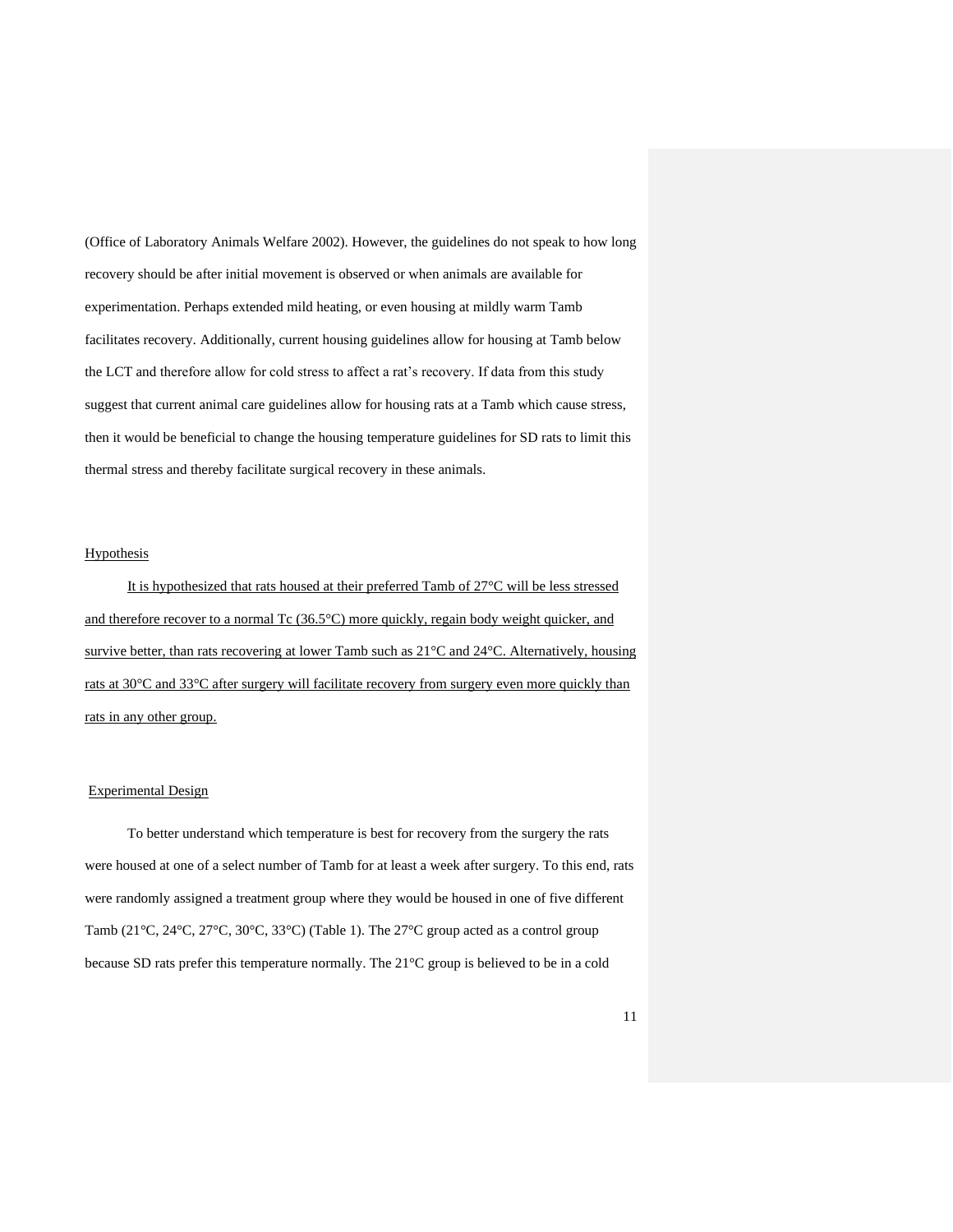(Office of Laboratory Animals Welfare 2002). However, the guidelines do not speak to how long recovery should be after initial movement is observed or when animals are available for experimentation. Perhaps extended mild heating, or even housing at mildly warm Tamb facilitates recovery. Additionally, current housing guidelines allow for housing at Tamb below the LCT and therefore allow for cold stress to affect a rat's recovery. If data from this study suggest that current animal care guidelines allow for housing rats at a Tamb which cause stress, then it would be beneficial to change the housing temperature guidelines for SD rats to limit this thermal stress and thereby facilitate surgical recovery in these animals.

## Hypothesis

It is hypothesized that rats housed at their preferred Tamb of 27°C will be less stressed and therefore recover to a normal Tc (36.5°C) more quickly, regain body weight quicker, and survive better, than rats recovering at lower Tamb such as 21°C and 24°C. Alternatively, housing rats at 30°C and 33°C after surgery will facilitate recovery from surgery even more quickly than rats in any other group.

## Experimental Design

To better understand which temperature is best for recovery from the surgery the rats were housed at one of a select number of Tamb for at least a week after surgery. To this end, rats were randomly assigned a treatment group where they would be housed in one of five different Tamb (21°C, 24°C, 27°C, 30°C, 33°C) (Table 1). The 27°C group acted as a control group because SD rats prefer this temperature normally. The 21°C group is believed to be in a cold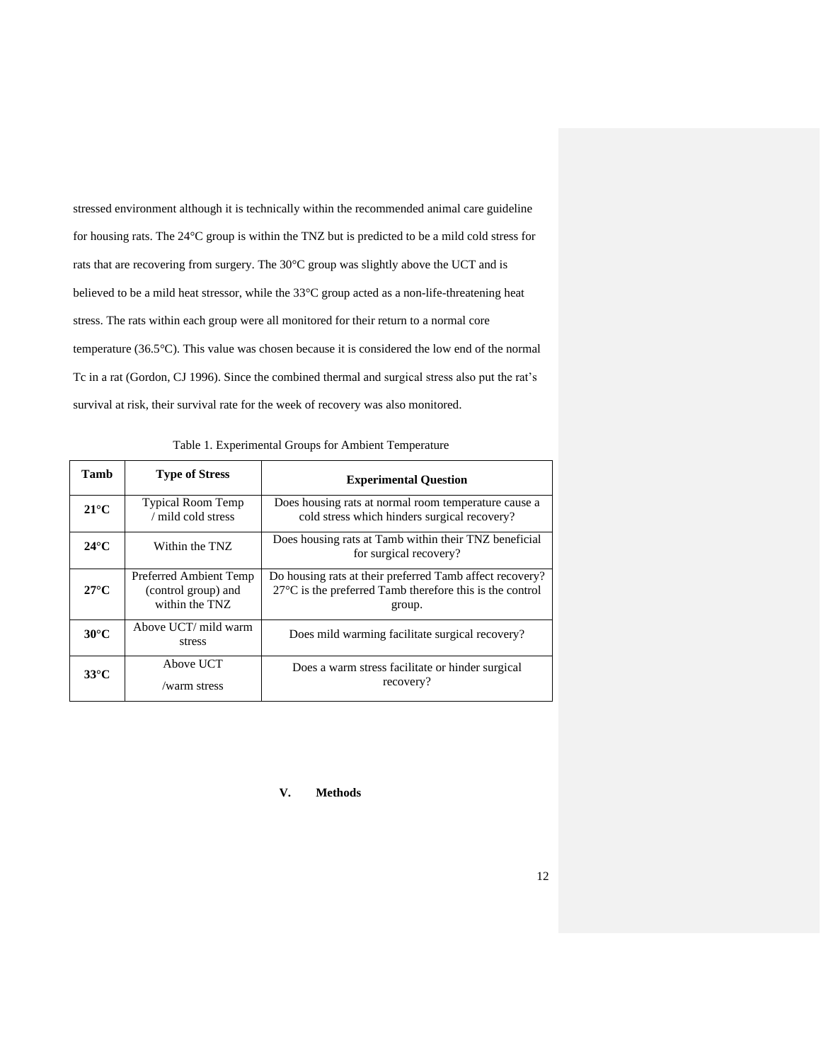stressed environment although it is technically within the recommended animal care guideline for housing rats. The 24°C group is within the TNZ but is predicted to be a mild cold stress for rats that are recovering from surgery. The 30°C group was slightly above the UCT and is believed to be a mild heat stressor, while the 33°C group acted as a non-life-threatening heat stress. The rats within each group were all monitored for their return to a normal core temperature (36.5°C). This value was chosen because it is considered the low end of the normal Tc in a rat (Gordon, CJ 1996). Since the combined thermal and surgical stress also put the rat's survival at risk, their survival rate for the week of recovery was also monitored.

Table 1. Experimental Groups for Ambient Temperature

| Tamb | Type of Stress | Experimental Question |
|---|---|---|
| **21°C** | Typical Room Temp / mild cold stress | Does housing rats at normal room temperature cause a cold stress which hinders surgical recovery? |
| **24°C** | Within the TNZ | Does housing rats at Tamb within their TNZ beneficial for surgical recovery? |
| **27°C** | Preferred Ambient Temp (control group) and within the TNZ | Do housing rats at their preferred Tamb affect recovery? 27°C is the preferred Tamb therefore this is the control group. |
| **30°C** | Above UCT/ mild warm stress | Does mild warming facilitate surgical recovery? |
| **33°C** | Above UCT /warm stress | Does a warm stress facilitate or hinder surgical recovery? |

## V. Methods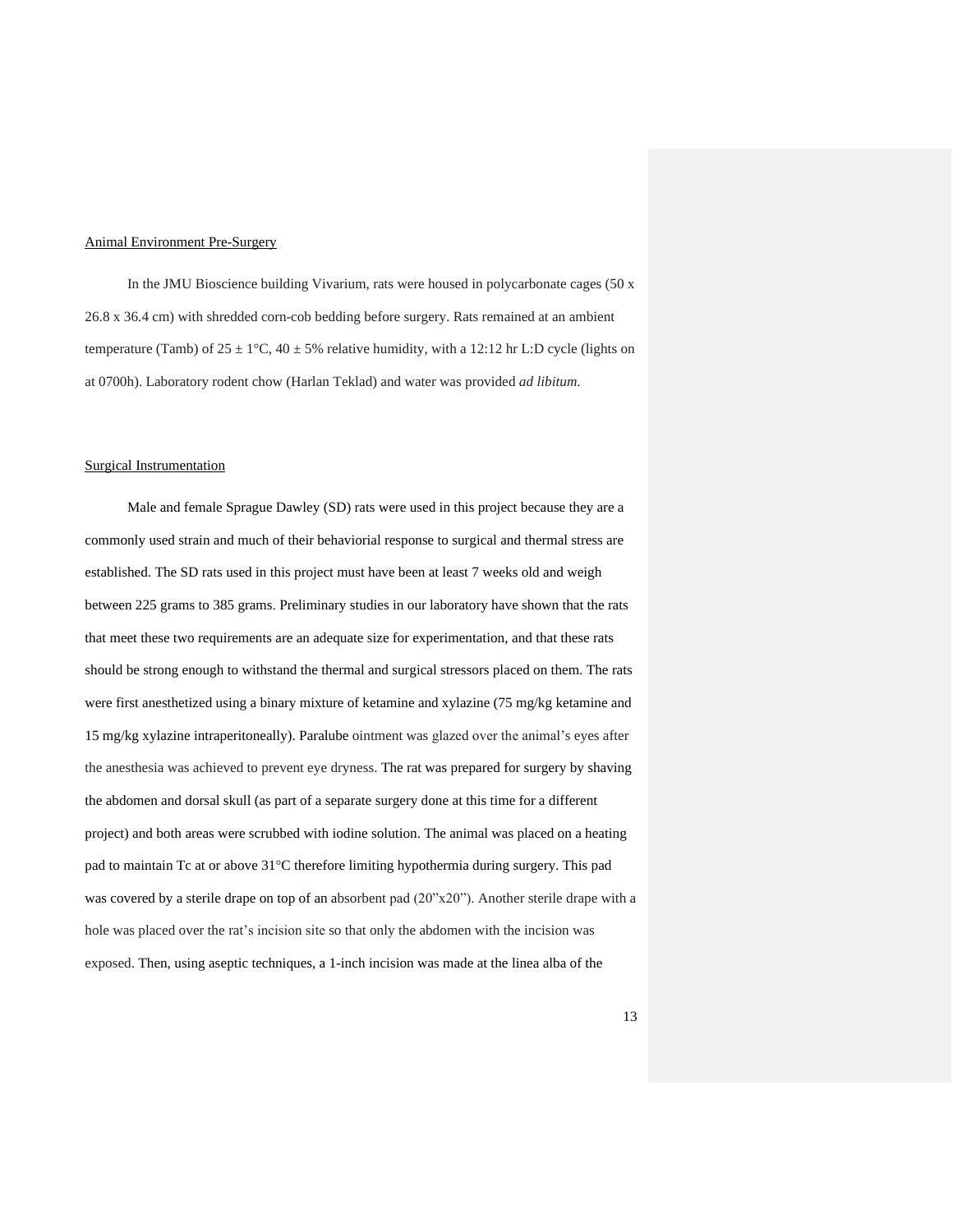Animal Environment Pre-Surgery

In the JMU Bioscience building Vivarium, rats were housed in polycarbonate cages (50 x 26.8 x 36.4 cm) with shredded corn-cob bedding before surgery. Rats remained at an ambient temperature (Tamb) of 25 ± 1°C, 40 ± 5% relative humidity, with a 12:12 hr L:D cycle (lights on at 0700h). Laboratory rodent chow (Harlan Teklad) and water was provided *ad libitum.*

Surgical Instrumentation

Male and female Sprague Dawley (SD) rats were used in this project because they are a commonly used strain and much of their behaviorial response to surgical and thermal stress are established. The SD rats used in this project must have been at least 7 weeks old and weigh between 225 grams to 385 grams. Preliminary studies in our laboratory have shown that the rats that meet these two requirements are an adequate size for experimentation, and that these rats should be strong enough to withstand the thermal and surgical stressors placed on them. The rats were first anesthetized using a binary mixture of ketamine and xylazine (75 mg/kg ketamine and 15 mg/kg xylazine intraperitoneally). Paralube ointment was glazed over the animal's eyes after the anesthesia was achieved to prevent eye dryness. The rat was prepared for surgery by shaving the abdomen and dorsal skull (as part of a separate surgery done at this time for a different project) and both areas were scrubbed with iodine solution. The animal was placed on a heating pad to maintain Tc at or above 31°C therefore limiting hypothermia during surgery. This pad was covered by a sterile drape on top of an absorbent pad (20"x20"). Another sterile drape with a hole was placed over the rat's incision site so that only the abdomen with the incision was exposed. Then, using aseptic techniques, a 1-inch incision was made at the linea alba of the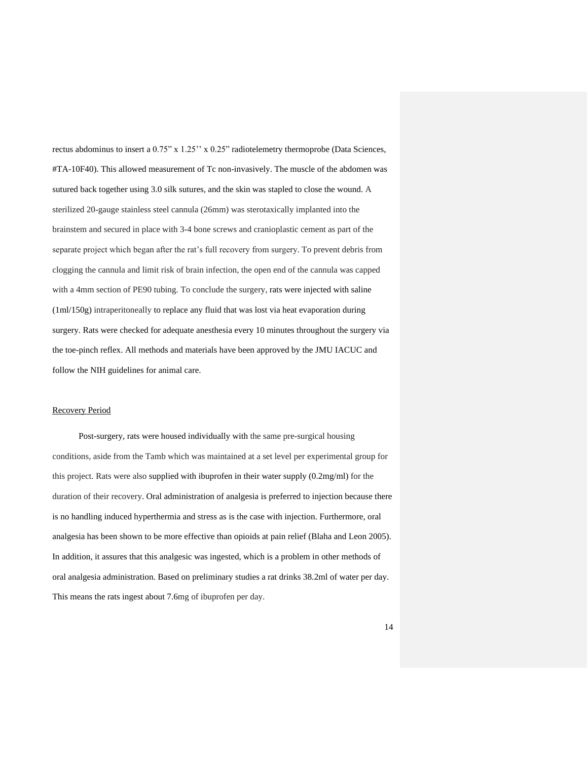rectus abdominus to insert a 0.75" x 1.25'' x 0.25" radiotelemetry thermoprobe (Data Sciences, #TA-10F40). This allowed measurement of Tc non-invasively. The muscle of the abdomen was sutured back together using 3.0 silk sutures, and the skin was stapled to close the wound. A sterilized 20-gauge stainless steel cannula (26mm) was sterotaxically implanted into the brainstem and secured in place with 3-4 bone screws and cranioplastic cement as part of the separate project which began after the rat's full recovery from surgery. To prevent debris from clogging the cannula and limit risk of brain infection, the open end of the cannula was capped with a 4mm section of PE90 tubing. To conclude the surgery, rats were injected with saline (1ml/150g) intraperitoneally to replace any fluid that was lost via heat evaporation during surgery. Rats were checked for adequate anesthesia every 10 minutes throughout the surgery via the toe-pinch reflex. All methods and materials have been approved by the JMU IACUC and follow the NIH guidelines for animal care.

<u>Recovery Period</u>

Post-surgery, rats were housed individually with the same pre-surgical housing conditions, aside from the Tamb which was maintained at a set level per experimental group for this project. Rats were also supplied with ibuprofen in their water supply (0.2mg/ml) for the duration of their recovery. Oral administration of analgesia is preferred to injection because there is no handling induced hyperthermia and stress as is the case with injection. Furthermore, oral analgesia has been shown to be more effective than opioids at pain relief (Blaha and Leon 2005). In addition, it assures that this analgesic was ingested, which is a problem in other methods of oral analgesia administration. Based on preliminary studies a rat drinks 38.2ml of water per day. This means the rats ingest about 7.6mg of ibuprofen per day.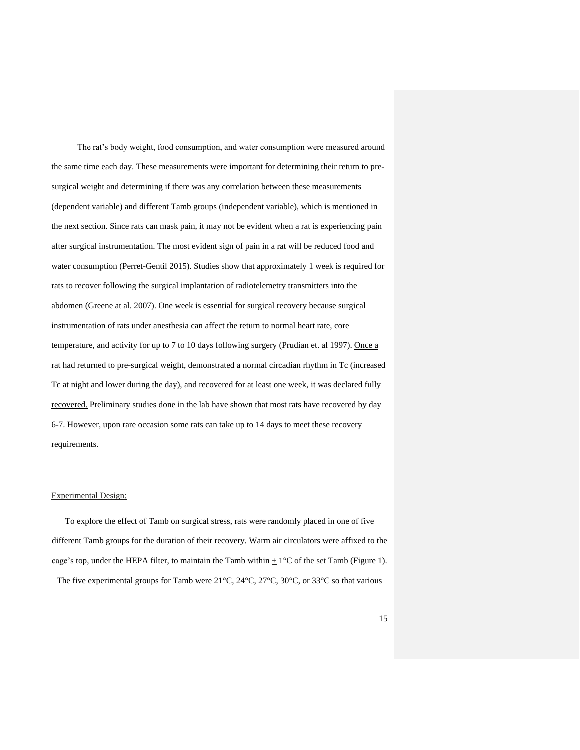The rat's body weight, food consumption, and water consumption were measured around the same time each day. These measurements were important for determining their return to pre-surgical weight and determining if there was any correlation between these measurements (dependent variable) and different Tamb groups (independent variable), which is mentioned in the next section. Since rats can mask pain, it may not be evident when a rat is experiencing pain after surgical instrumentation. The most evident sign of pain in a rat will be reduced food and water consumption (Perret-Gentil 2015). Studies show that approximately 1 week is required for rats to recover following the surgical implantation of radiotelemetry transmitters into the abdomen (Greene at al. 2007). One week is essential for surgical recovery because surgical instrumentation of rats under anesthesia can affect the return to normal heart rate, core temperature, and activity for up to 7 to 10 days following surgery (Prudian et. al 1997). <u>Once a rat had returned to pre-surgical weight, demonstrated a normal circadian rhythm in Tc (increased Tc at night and lower during the day), and recovered for at least one week, it was declared fully recovered.</u> Preliminary studies done in the lab have shown that most rats have recovered by day 6-7. However, upon rare occasion some rats can take up to 14 days to meet these recovery requirements.

<u>Experimental Design:</u>

To explore the effect of Tamb on surgical stress, rats were randomly placed in one of five different Tamb groups for the duration of their recovery. Warm air circulators were affixed to the cage's top, under the HEPA filter, to maintain the Tamb within ± 1°C of the set Tamb (Figure 1). The five experimental groups for Tamb were 21°C, 24°C, 27°C, 30°C, or 33°C so that various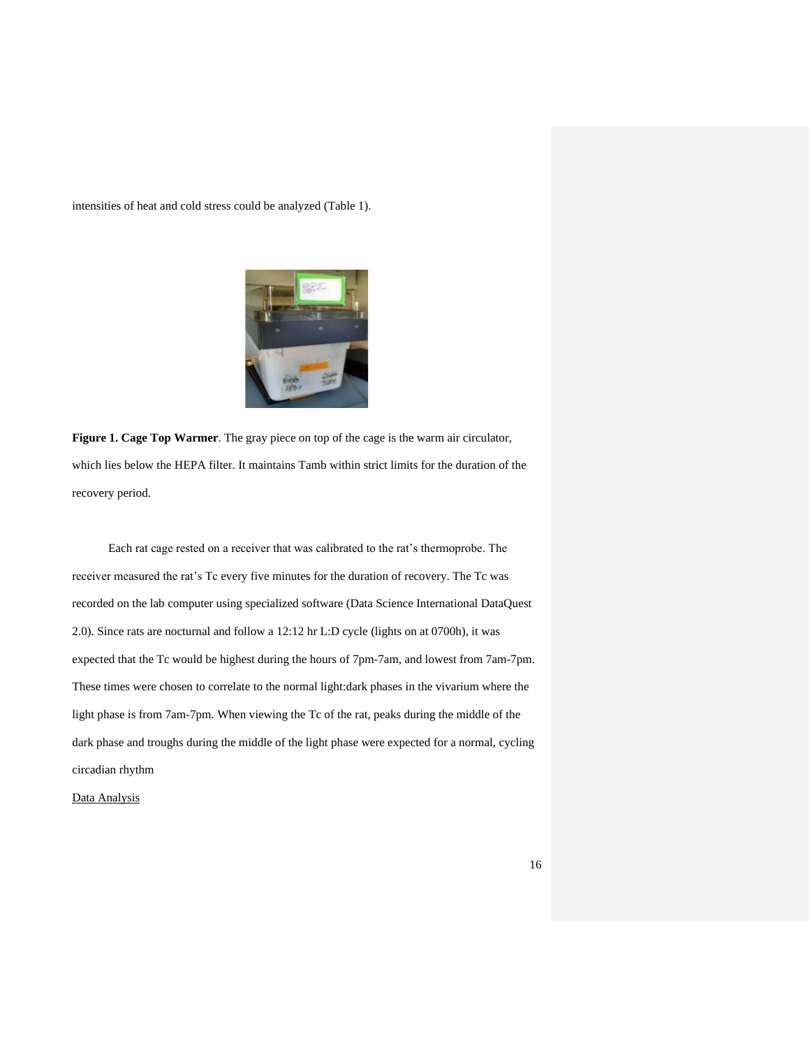intensities of heat and cold stress could be analyzed (Table 1).

**Figure 1. Cage Top Warmer**. The gray piece on top of the cage is the warm air circulator, which lies below the HEPA filter. It maintains Tamb within strict limits for the duration of the recovery period.

Each rat cage rested on a receiver that was calibrated to the rat's thermoprobe. The receiver measured the rat's Tc every five minutes for the duration of recovery. The Tc was recorded on the lab computer using specialized software (Data Science International DataQuest 2.0). Since rats are nocturnal and follow a 12:12 hr L:D cycle (lights on at 0700h), it was expected that the Tc would be highest during the hours of 7pm-7am, and lowest from 7am-7pm. These times were chosen to correlate to the normal light:dark phases in the vivarium where the light phase is from 7am-7pm. When viewing the Tc of the rat, peaks during the middle of the dark phase and troughs during the middle of the light phase were expected for a normal, cycling circadian rhythm

Data Analysis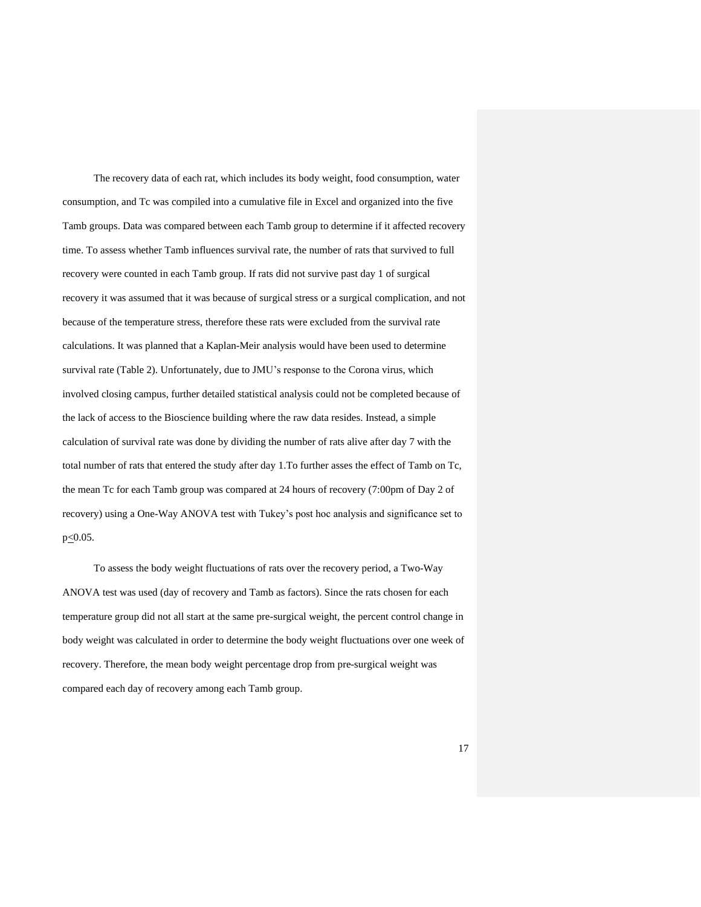The recovery data of each rat, which includes its body weight, food consumption, water consumption, and Tc was compiled into a cumulative file in Excel and organized into the five Tamb groups. Data was compared between each Tamb group to determine if it affected recovery time. To assess whether Tamb influences survival rate, the number of rats that survived to full recovery were counted in each Tamb group. If rats did not survive past day 1 of surgical recovery it was assumed that it was because of surgical stress or a surgical complication, and not because of the temperature stress, therefore these rats were excluded from the survival rate calculations. It was planned that a Kaplan-Meir analysis would have been used to determine survival rate (Table 2). Unfortunately, due to JMU's response to the Corona virus, which involved closing campus, further detailed statistical analysis could not be completed because of the lack of access to the Bioscience building where the raw data resides. Instead, a simple calculation of survival rate was done by dividing the number of rats alive after day 7 with the total number of rats that entered the study after day 1.To further asses the effect of Tamb on Tc, the mean Tc for each Tamb group was compared at 24 hours of recovery (7:00pm of Day 2 of recovery) using a One-Way ANOVA test with Tukey's post hoc analysis and significance set to $p \leq 0.05$.

To assess the body weight fluctuations of rats over the recovery period, a Two-Way ANOVA test was used (day of recovery and Tamb as factors). Since the rats chosen for each temperature group did not all start at the same pre-surgical weight, the percent control change in body weight was calculated in order to determine the body weight fluctuations over one week of recovery. Therefore, the mean body weight percentage drop from pre-surgical weight was compared each day of recovery among each Tamb group.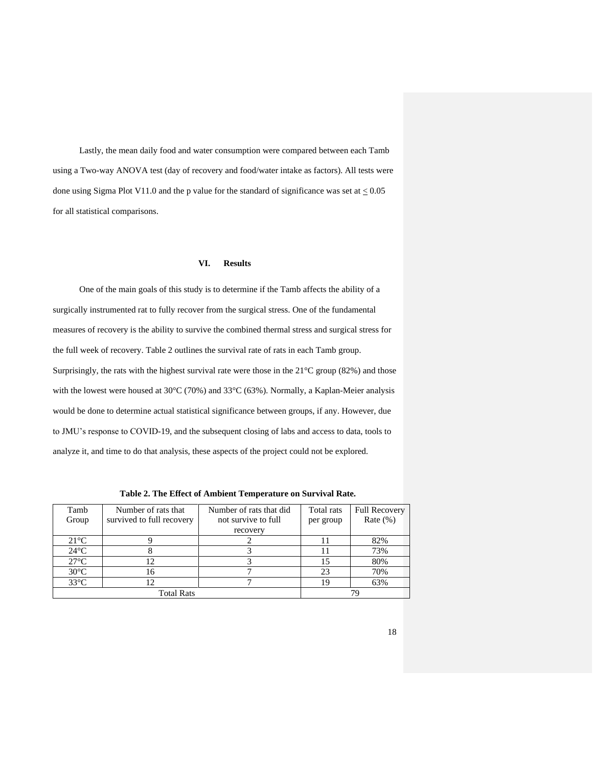Lastly, the mean daily food and water consumption were compared between each Tamb using a Two-way ANOVA test (day of recovery and food/water intake as factors). All tests were done using Sigma Plot V11.0 and the p value for the standard of significance was set at $\leq$ 0.05 for all statistical comparisons.

## VI. Results

One of the main goals of this study is to determine if the Tamb affects the ability of a surgically instrumented rat to fully recover from the surgical stress. One of the fundamental measures of recovery is the ability to survive the combined thermal stress and surgical stress for the full week of recovery. Table 2 outlines the survival rate of rats in each Tamb group. Surprisingly, the rats with the highest survival rate were those in the 21°C group (82%) and those with the lowest were housed at 30°C (70%) and 33°C (63%). Normally, a Kaplan-Meier analysis would be done to determine actual statistical significance between groups, if any. However, due to JMU's response to COVID-19, and the subsequent closing of labs and access to data, tools to analyze it, and time to do that analysis, these aspects of the project could not be explored.

**Table 2. The Effect of Ambient Temperature on Survival Rate.**

| Tamb Group | Number of rats that survived to full recovery | Number of rats that did not survive to full recovery | Total rats per group | Full Recovery Rate (%) |
|---|---|---|---|---|
| 21°C | 9 | 2 | 11 | 82% |
| 24°C | 8 | 3 | 11 | 73% |
| 27°C | 12 | 3 | 15 | 80% |
| 30°C | 16 | 7 | 23 | 70% |
| 33°C | 12 | 7 | 19 | 63% |
| Total Rats | | | 79 | |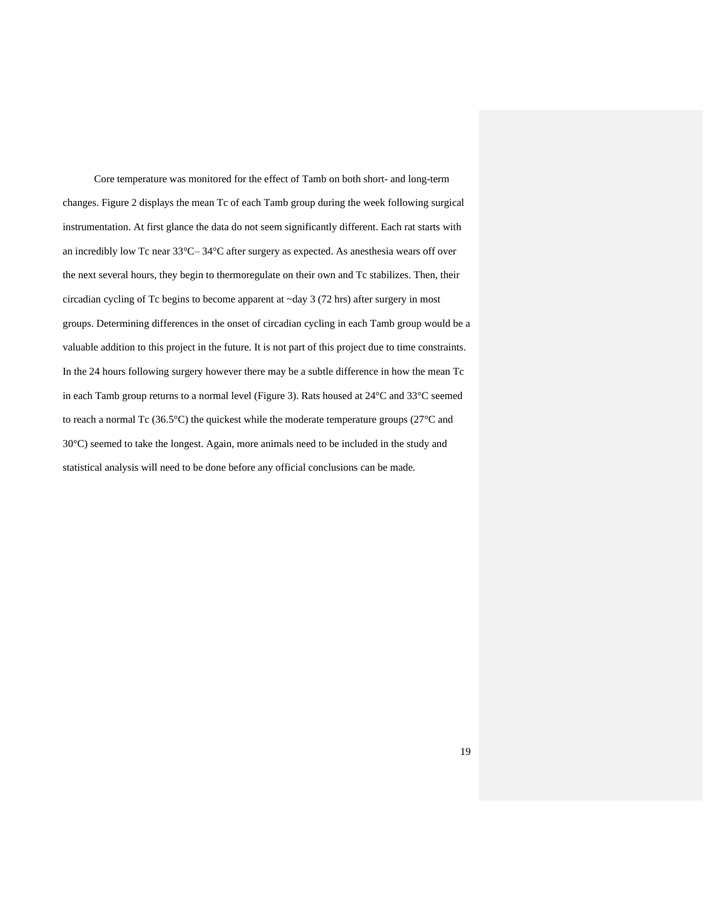Core temperature was monitored for the effect of Tamb on both short- and long-term changes. Figure 2 displays the mean Tc of each Tamb group during the week following surgical instrumentation. At first glance the data do not seem significantly different. Each rat starts with an incredibly low Tc near 33°C– 34°C after surgery as expected. As anesthesia wears off over the next several hours, they begin to thermoregulate on their own and Tc stabilizes. Then, their circadian cycling of Tc begins to become apparent at ~day 3 (72 hrs) after surgery in most groups. Determining differences in the onset of circadian cycling in each Tamb group would be a valuable addition to this project in the future. It is not part of this project due to time constraints. In the 24 hours following surgery however there may be a subtle difference in how the mean Tc in each Tamb group returns to a normal level (Figure 3). Rats housed at 24°C and 33°C seemed to reach a normal Tc (36.5°C) the quickest while the moderate temperature groups (27°C and 30°C) seemed to take the longest. Again, more animals need to be included in the study and statistical analysis will need to be done before any official conclusions can be made.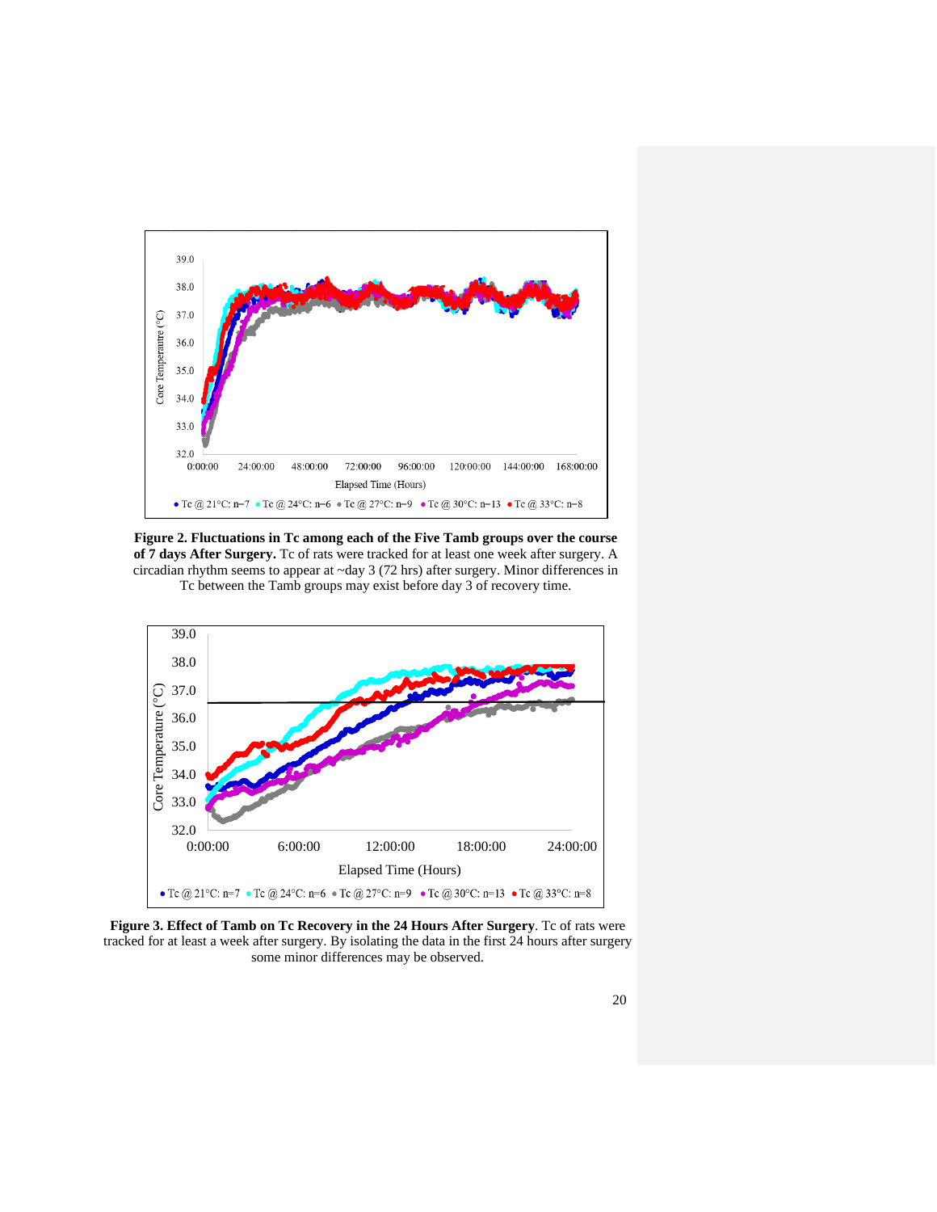**Figure 2. Fluctuations in Tc among each of the Five Tamb groups over the course of 7 days After Surgery.** Tc of rats were tracked for at least one week after surgery. A circadian rhythm seems to appear at ~day 3 (72 hrs) after surgery. Minor differences in Tc between the Tamb groups may exist before day 3 of recovery time.

**Figure 3. Effect of Tamb on Tc Recovery in the 24 Hours After Surgery**. Tc of rats were tracked for at least a week after surgery. By isolating the data in the first 24 hours after surgery some minor differences may be observed.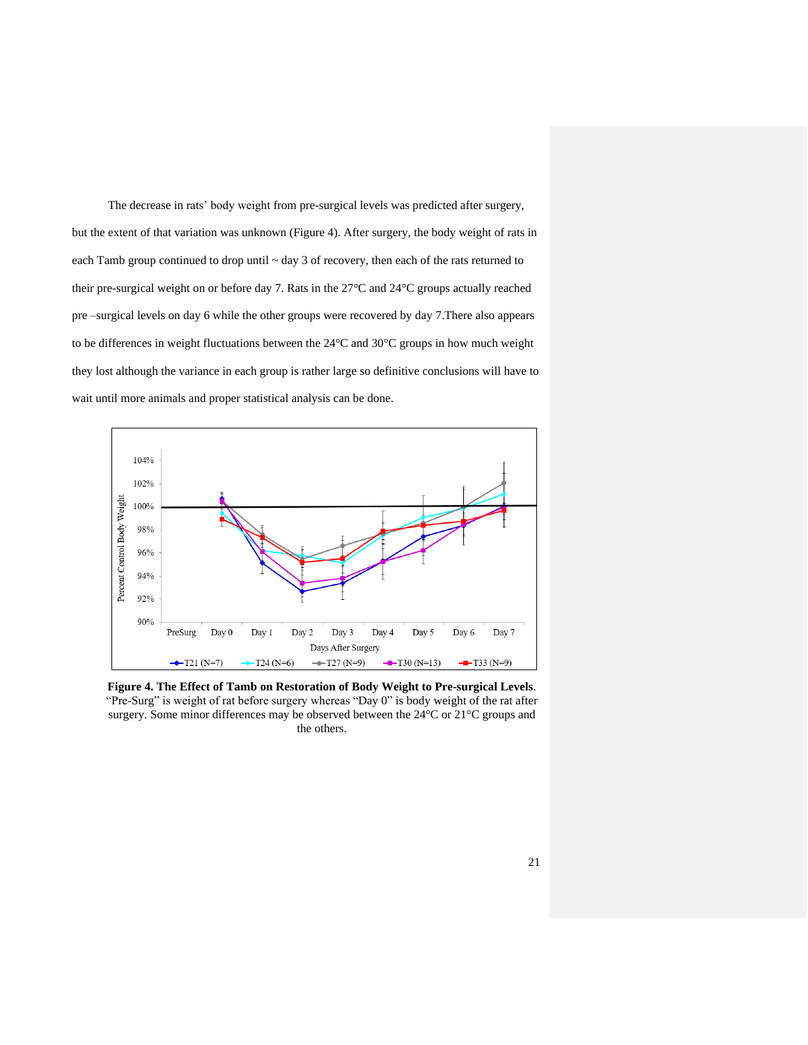The decrease in rats' body weight from pre-surgical levels was predicted after surgery, but the extent of that variation was unknown (Figure 4). After surgery, the body weight of rats in each Tamb group continued to drop until ~ day 3 of recovery, then each of the rats returned to their pre-surgical weight on or before day 7. Rats in the 27°C and 24°C groups actually reached pre –surgical levels on day 6 while the other groups were recovered by day 7.There also appears to be differences in weight fluctuations between the 24°C and 30°C groups in how much weight they lost although the variance in each group is rather large so definitive conclusions will have to wait until more animals and proper statistical analysis can be done.

**Figure 4. The Effect of Tamb on Restoration of Body Weight to Pre-surgical Levels**. "Pre-Surg" is weight of rat before surgery whereas "Day 0" is body weight of the rat after surgery. Some minor differences may be observed between the 24°C or 21°C groups and the others.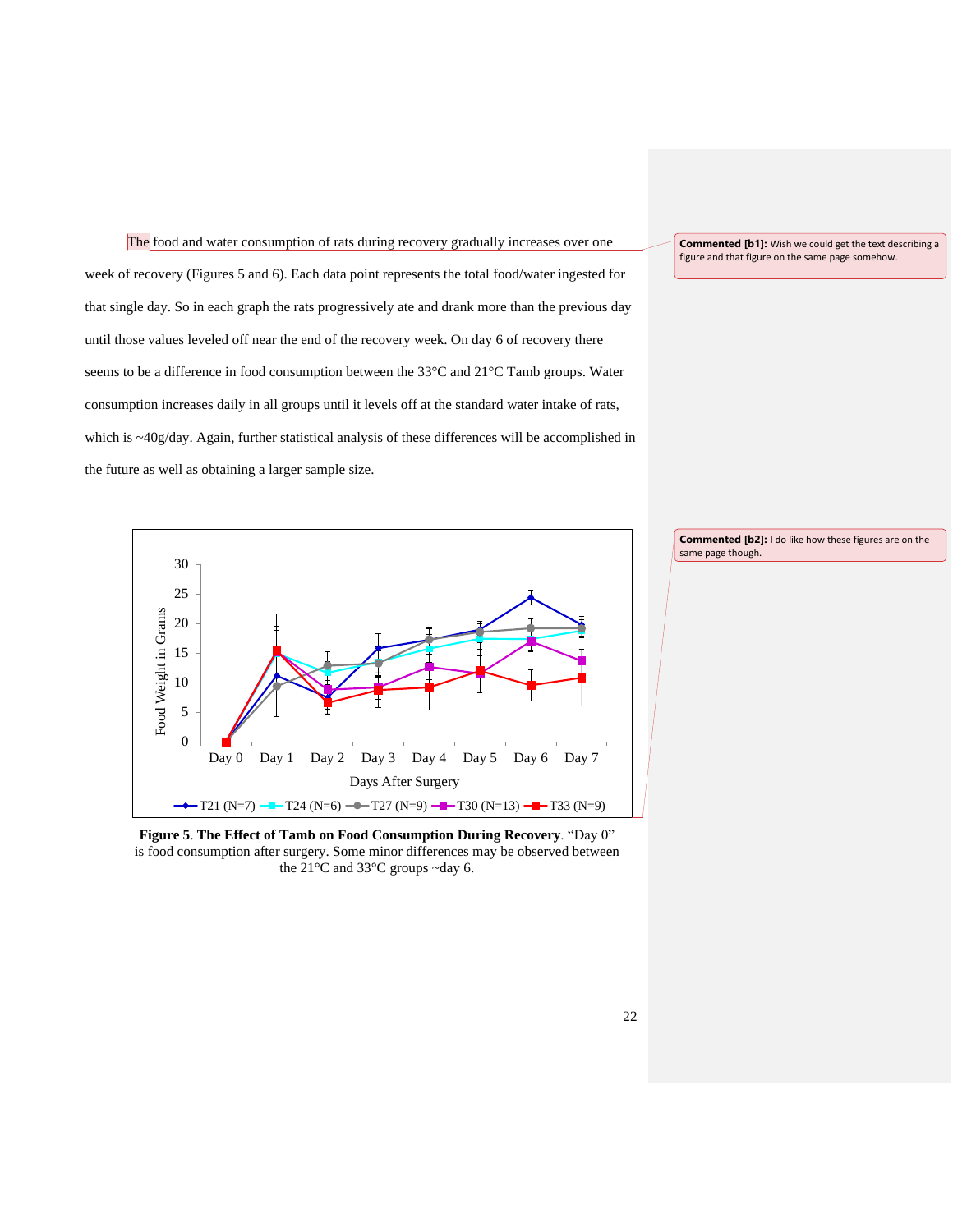The food and water consumption of rats during recovery gradually increases over one week of recovery (Figures 5 and 6). Each data point represents the total food/water ingested for that single day. So in each graph the rats progressively ate and drank more than the previous day until those values leveled off near the end of the recovery week. On day 6 of recovery there seems to be a difference in food consumption between the 33°C and 21°C Tamb groups. Water consumption increases daily in all groups until it levels off at the standard water intake of rats, which is ~40g/day. Again, further statistical analysis of these differences will be accomplished in the future as well as obtaining a larger sample size.

**Figure 5**. **The Effect of Tamb on Food Consumption During Recovery**. "Day 0" is food consumption after surgery. Some minor differences may be observed between the 21°C and 33°C groups ~day 6.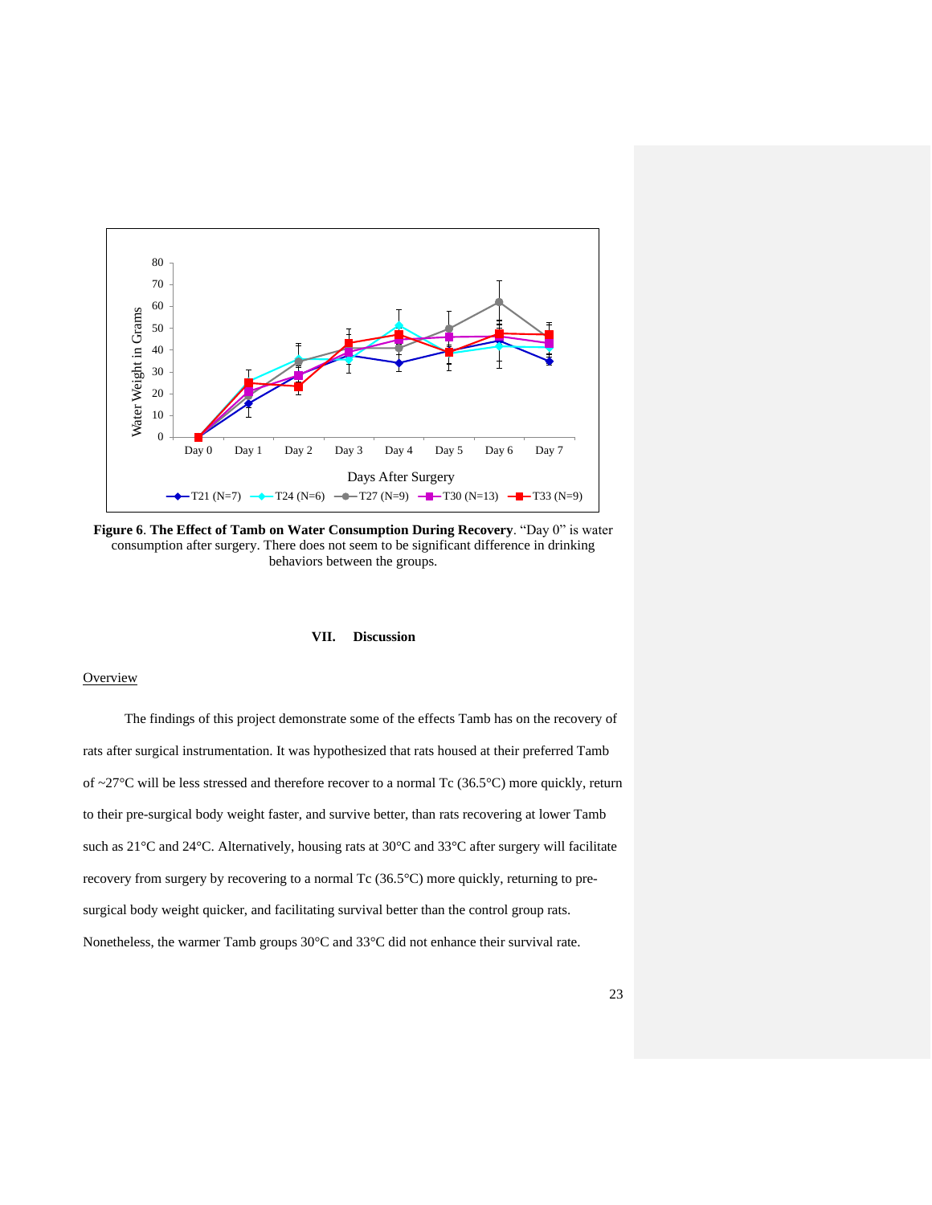**Figure 6**. **The Effect of Tamb on Water Consumption During Recovery**. "Day 0" is water consumption after surgery. There does not seem to be significant difference in drinking behaviors between the groups.

## VII. Discussion

Overview

The findings of this project demonstrate some of the effects Tamb has on the recovery of rats after surgical instrumentation. It was hypothesized that rats housed at their preferred Tamb of ~27°C will be less stressed and therefore recover to a normal Tc (36.5°C) more quickly, return to their pre-surgical body weight faster, and survive better, than rats recovering at lower Tamb such as 21°C and 24°C. Alternatively, housing rats at 30°C and 33°C after surgery will facilitate recovery from surgery by recovering to a normal Tc (36.5°C) more quickly, returning to pre-surgical body weight quicker, and facilitating survival better than the control group rats. Nonetheless, the warmer Tamb groups 30°C and 33°C did not enhance their survival rate.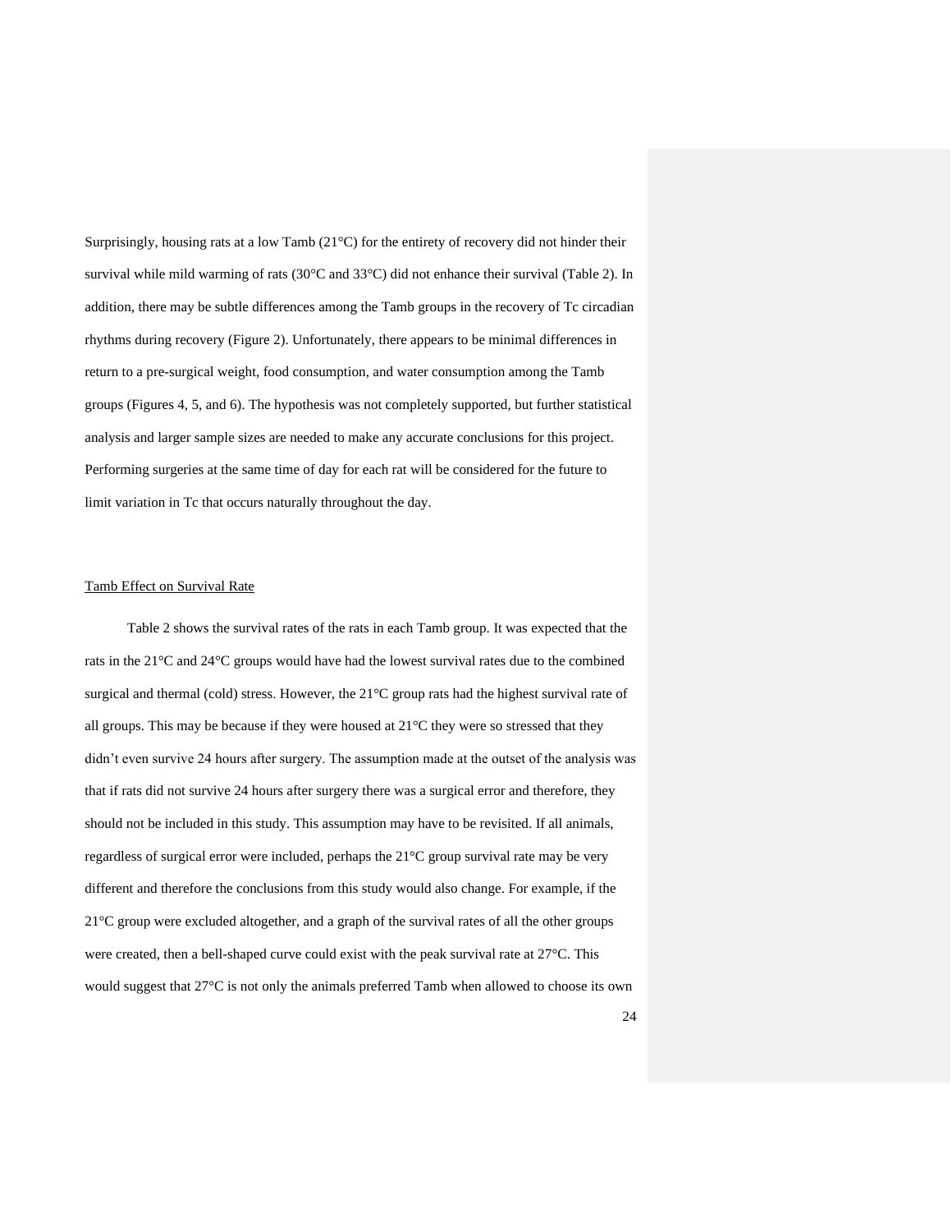Surprisingly, housing rats at a low Tamb (21°C) for the entirety of recovery did not hinder their survival while mild warming of rats (30°C and 33°C) did not enhance their survival (Table 2). In addition, there may be subtle differences among the Tamb groups in the recovery of Tc circadian rhythms during recovery (Figure 2). Unfortunately, there appears to be minimal differences in return to a pre-surgical weight, food consumption, and water consumption among the Tamb groups (Figures 4, 5, and 6). The hypothesis was not completely supported, but further statistical analysis and larger sample sizes are needed to make any accurate conclusions for this project. Performing surgeries at the same time of day for each rat will be considered for the future to limit variation in Tc that occurs naturally throughout the day.

Tamb Effect on Survival Rate

Table 2 shows the survival rates of the rats in each Tamb group. It was expected that the rats in the 21°C and 24°C groups would have had the lowest survival rates due to the combined surgical and thermal (cold) stress. However, the 21°C group rats had the highest survival rate of all groups. This may be because if they were housed at 21°C they were so stressed that they didn't even survive 24 hours after surgery. The assumption made at the outset of the analysis was that if rats did not survive 24 hours after surgery there was a surgical error and therefore, they should not be included in this study. This assumption may have to be revisited. If all animals, regardless of surgical error were included, perhaps the 21°C group survival rate may be very different and therefore the conclusions from this study would also change. For example, if the 21°C group were excluded altogether, and a graph of the survival rates of all the other groups were created, then a bell-shaped curve could exist with the peak survival rate at 27°C. This would suggest that 27°C is not only the animals preferred Tamb when allowed to choose its own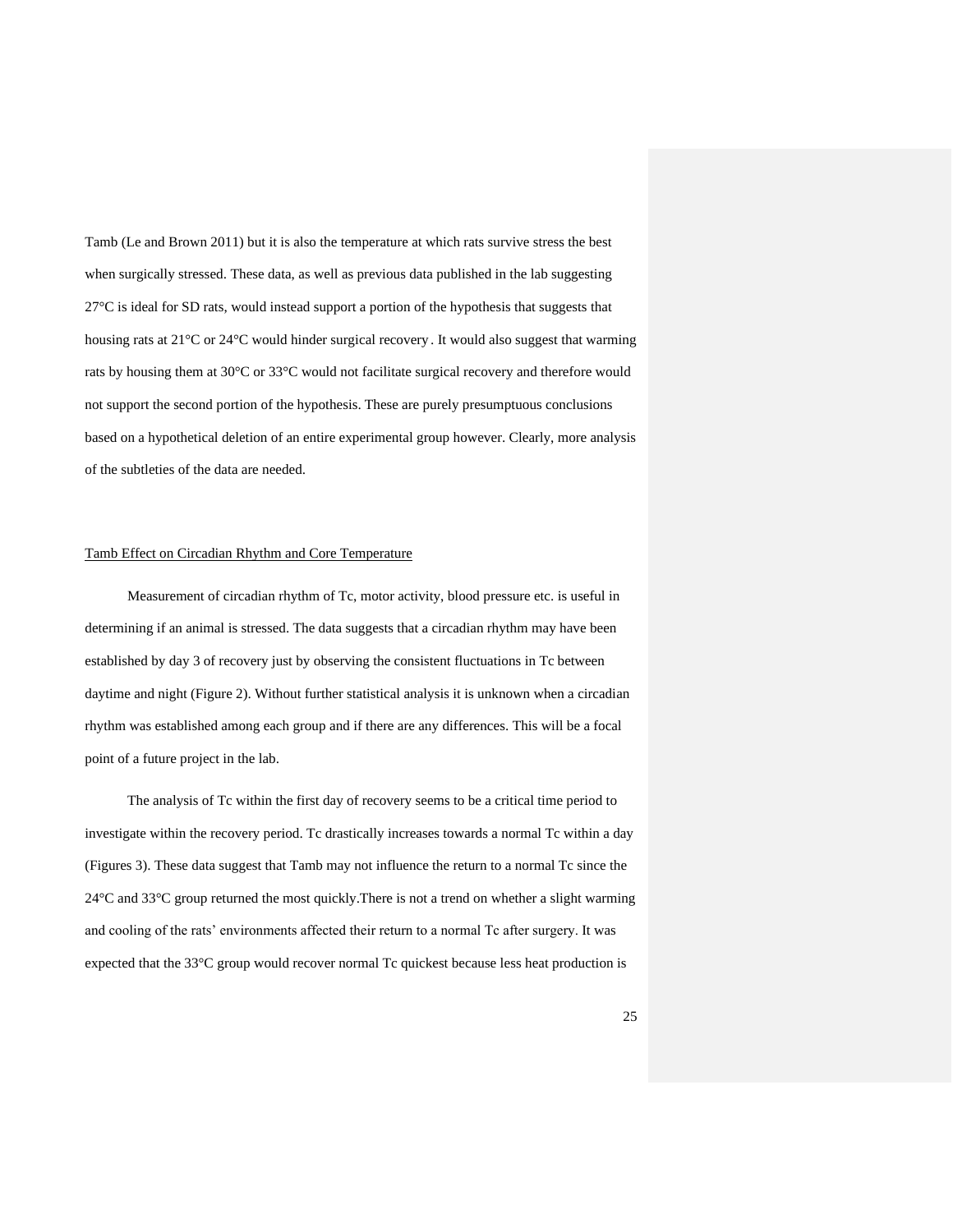Tamb (Le and Brown 2011) but it is also the temperature at which rats survive stress the best when surgically stressed. These data, as well as previous data published in the lab suggesting 27°C is ideal for SD rats, would instead support a portion of the hypothesis that suggests that housing rats at 21°C or 24°C would hinder surgical recovery. It would also suggest that warming rats by housing them at 30°C or 33°C would not facilitate surgical recovery and therefore would not support the second portion of the hypothesis. These are purely presumptuous conclusions based on a hypothetical deletion of an entire experimental group however. Clearly, more analysis of the subtleties of the data are needed.

Tamb Effect on Circadian Rhythm and Core Temperature

Measurement of circadian rhythm of Tc, motor activity, blood pressure etc. is useful in determining if an animal is stressed. The data suggests that a circadian rhythm may have been established by day 3 of recovery just by observing the consistent fluctuations in Tc between daytime and night (Figure 2). Without further statistical analysis it is unknown when a circadian rhythm was established among each group and if there are any differences. This will be a focal point of a future project in the lab.

The analysis of Tc within the first day of recovery seems to be a critical time period to investigate within the recovery period. Tc drastically increases towards a normal Tc within a day (Figures 3). These data suggest that Tamb may not influence the return to a normal Tc since the 24°C and 33°C group returned the most quickly.There is not a trend on whether a slight warming and cooling of the rats' environments affected their return to a normal Tc after surgery. It was expected that the 33°C group would recover normal Tc quickest because less heat production is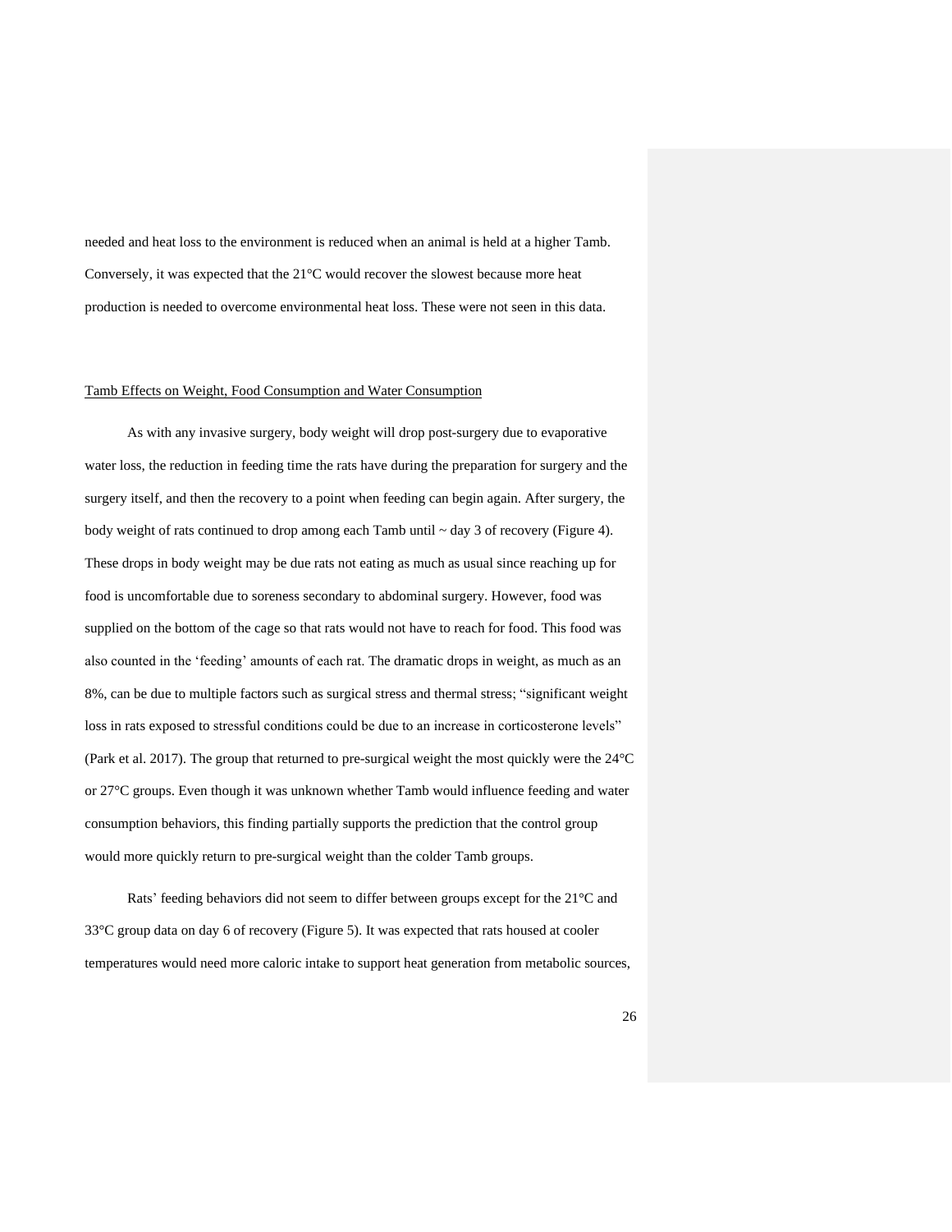needed and heat loss to the environment is reduced when an animal is held at a higher Tamb. Conversely, it was expected that the 21°C would recover the slowest because more heat production is needed to overcome environmental heat loss. These were not seen in this data.

<u>Tamb Effects on Weight, Food Consumption and Water Consumption</u>

As with any invasive surgery, body weight will drop post-surgery due to evaporative water loss, the reduction in feeding time the rats have during the preparation for surgery and the surgery itself, and then the recovery to a point when feeding can begin again. After surgery, the body weight of rats continued to drop among each Tamb until ~ day 3 of recovery (Figure 4). These drops in body weight may be due rats not eating as much as usual since reaching up for food is uncomfortable due to soreness secondary to abdominal surgery. However, food was supplied on the bottom of the cage so that rats would not have to reach for food. This food was also counted in the 'feeding' amounts of each rat. The dramatic drops in weight, as much as an 8%, can be due to multiple factors such as surgical stress and thermal stress; "significant weight loss in rats exposed to stressful conditions could be due to an increase in corticosterone levels" (Park et al. 2017). The group that returned to pre-surgical weight the most quickly were the 24°C or 27°C groups. Even though it was unknown whether Tamb would influence feeding and water consumption behaviors, this finding partially supports the prediction that the control group would more quickly return to pre-surgical weight than the colder Tamb groups.

Rats' feeding behaviors did not seem to differ between groups except for the 21°C and 33°C group data on day 6 of recovery (Figure 5). It was expected that rats housed at cooler temperatures would need more caloric intake to support heat generation from metabolic sources,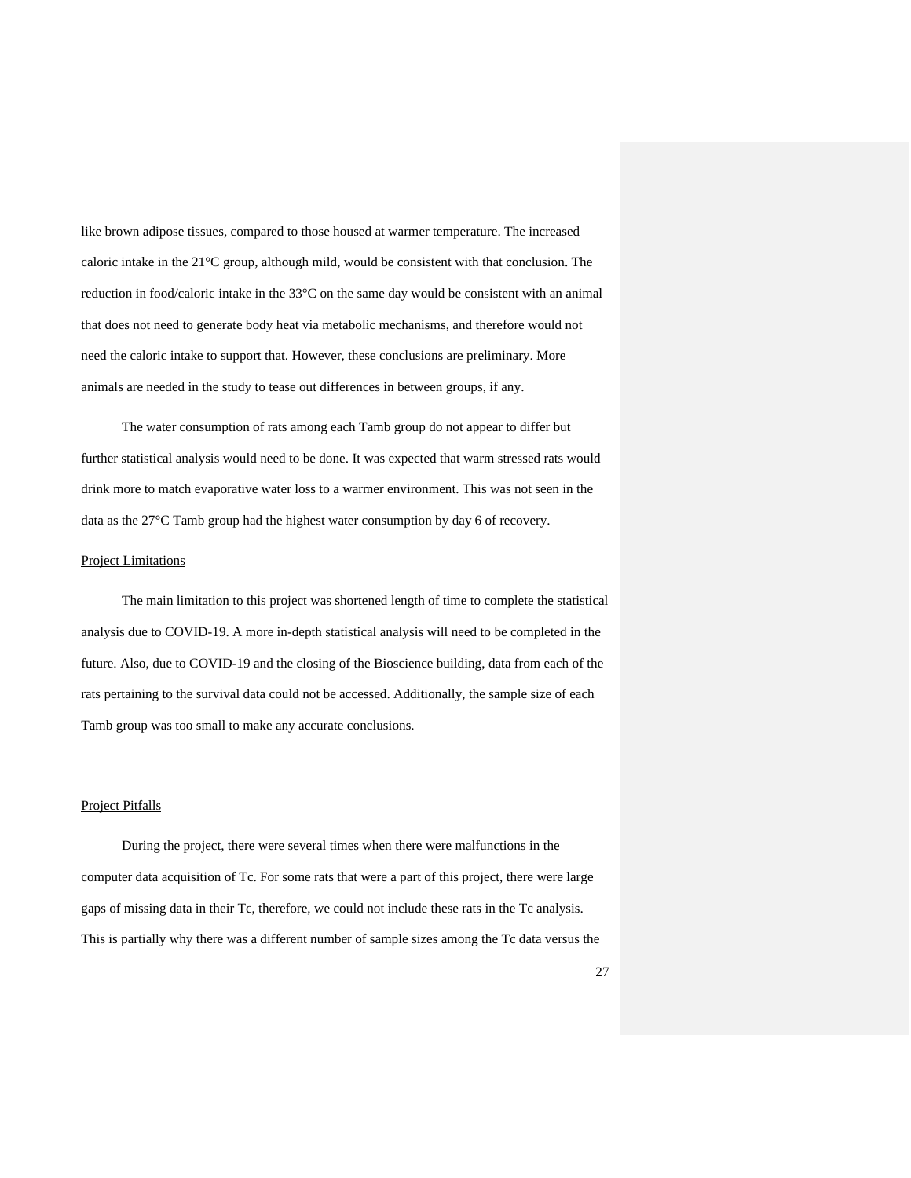like brown adipose tissues, compared to those housed at warmer temperature. The increased caloric intake in the 21°C group, although mild, would be consistent with that conclusion. The reduction in food/caloric intake in the 33°C on the same day would be consistent with an animal that does not need to generate body heat via metabolic mechanisms, and therefore would not need the caloric intake to support that. However, these conclusions are preliminary. More animals are needed in the study to tease out differences in between groups, if any.

The water consumption of rats among each Tamb group do not appear to differ but further statistical analysis would need to be done. It was expected that warm stressed rats would drink more to match evaporative water loss to a warmer environment. This was not seen in the data as the 27°C Tamb group had the highest water consumption by day 6 of recovery.

<u>Project Limitations</u>

The main limitation to this project was shortened length of time to complete the statistical analysis due to COVID-19. A more in-depth statistical analysis will need to be completed in the future. Also, due to COVID-19 and the closing of the Bioscience building, data from each of the rats pertaining to the survival data could not be accessed. Additionally, the sample size of each Tamb group was too small to make any accurate conclusions.

<u>Project Pitfalls</u>

During the project, there were several times when there were malfunctions in the computer data acquisition of Tc. For some rats that were a part of this project, there were large gaps of missing data in their Tc, therefore, we could not include these rats in the Tc analysis. This is partially why there was a different number of sample sizes among the Tc data versus the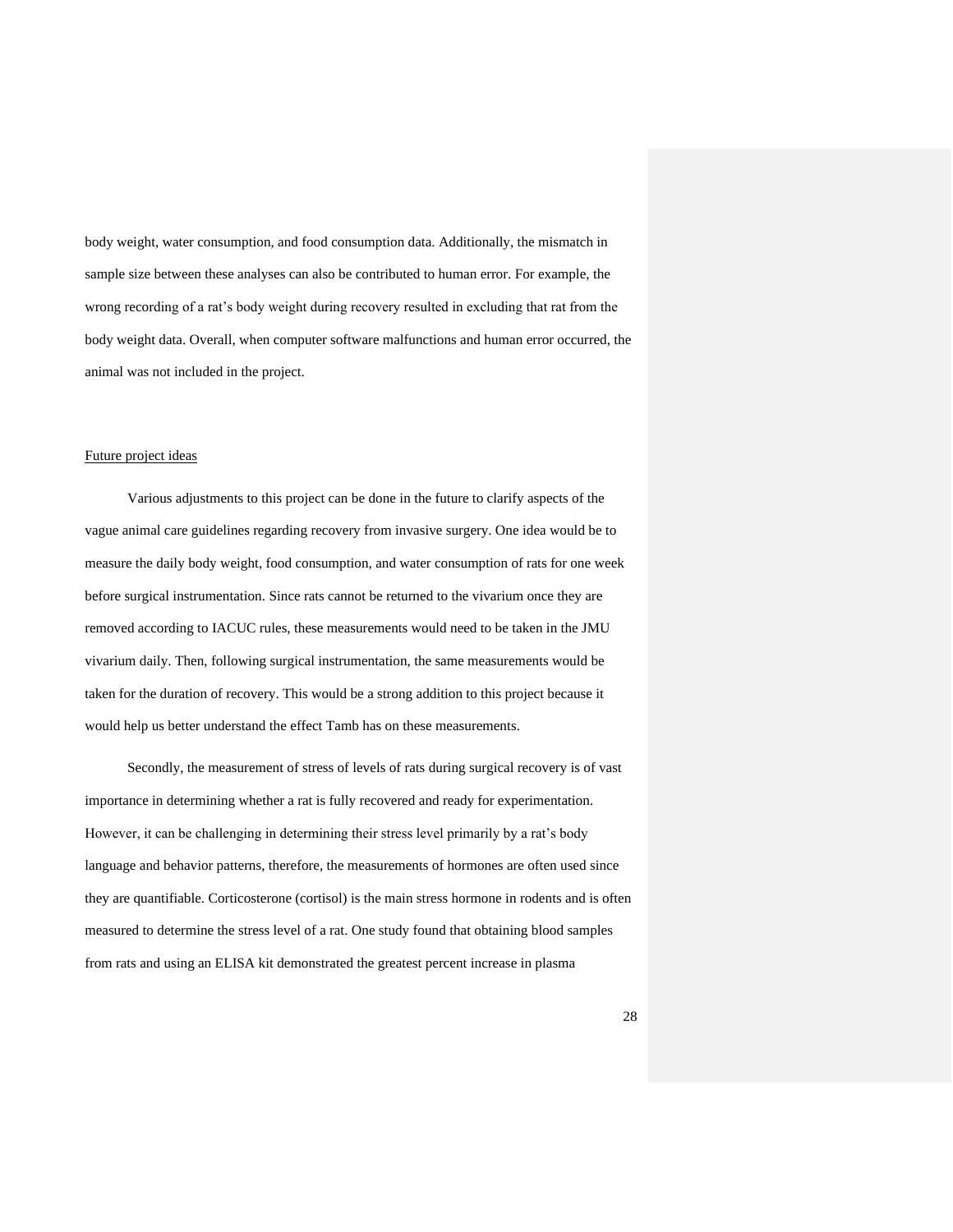body weight, water consumption, and food consumption data. Additionally, the mismatch in sample size between these analyses can also be contributed to human error. For example, the wrong recording of a rat's body weight during recovery resulted in excluding that rat from the body weight data. Overall, when computer software malfunctions and human error occurred, the animal was not included in the project.

Future project ideas

Various adjustments to this project can be done in the future to clarify aspects of the vague animal care guidelines regarding recovery from invasive surgery. One idea would be to measure the daily body weight, food consumption, and water consumption of rats for one week before surgical instrumentation. Since rats cannot be returned to the vivarium once they are removed according to IACUC rules, these measurements would need to be taken in the JMU vivarium daily. Then, following surgical instrumentation, the same measurements would be taken for the duration of recovery. This would be a strong addition to this project because it would help us better understand the effect Tamb has on these measurements.

Secondly, the measurement of stress of levels of rats during surgical recovery is of vast importance in determining whether a rat is fully recovered and ready for experimentation. However, it can be challenging in determining their stress level primarily by a rat's body language and behavior patterns, therefore, the measurements of hormones are often used since they are quantifiable. Corticosterone (cortisol) is the main stress hormone in rodents and is often measured to determine the stress level of a rat. One study found that obtaining blood samples from rats and using an ELISA kit demonstrated the greatest percent increase in plasma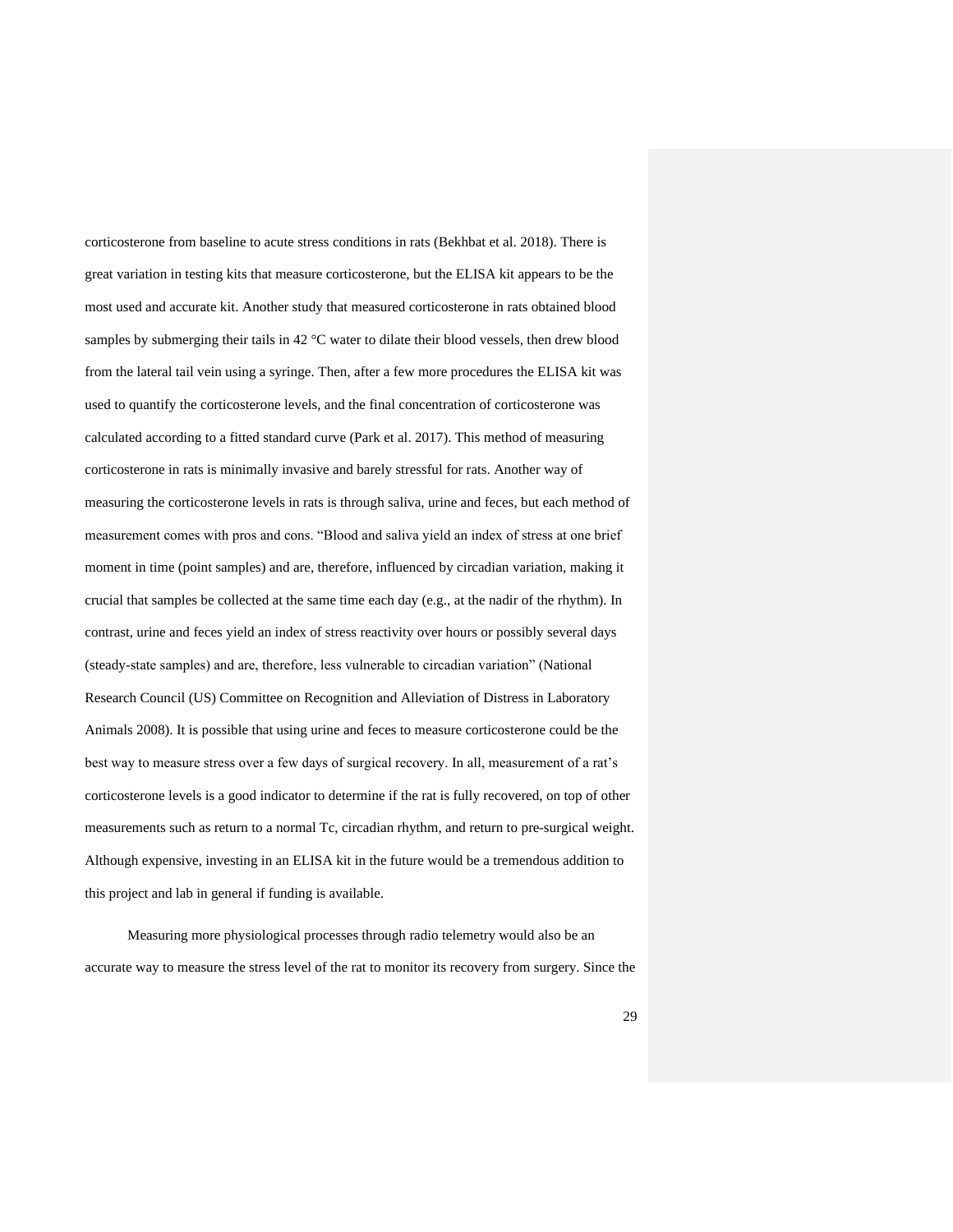corticosterone from baseline to acute stress conditions in rats (Bekhbat et al. 2018). There is great variation in testing kits that measure corticosterone, but the ELISA kit appears to be the most used and accurate kit. Another study that measured corticosterone in rats obtained blood samples by submerging their tails in 42 °C water to dilate their blood vessels, then drew blood from the lateral tail vein using a syringe. Then, after a few more procedures the ELISA kit was used to quantify the corticosterone levels, and the final concentration of corticosterone was calculated according to a fitted standard curve (Park et al. 2017). This method of measuring corticosterone in rats is minimally invasive and barely stressful for rats. Another way of measuring the corticosterone levels in rats is through saliva, urine and feces, but each method of measurement comes with pros and cons. "Blood and saliva yield an index of stress at one brief moment in time (point samples) and are, therefore, influenced by circadian variation, making it crucial that samples be collected at the same time each day (e.g., at the nadir of the rhythm). In contrast, urine and feces yield an index of stress reactivity over hours or possibly several days (steady-state samples) and are, therefore, less vulnerable to circadian variation" (National Research Council (US) Committee on Recognition and Alleviation of Distress in Laboratory Animals 2008). It is possible that using urine and feces to measure corticosterone could be the best way to measure stress over a few days of surgical recovery. In all, measurement of a rat's corticosterone levels is a good indicator to determine if the rat is fully recovered, on top of other measurements such as return to a normal Tc, circadian rhythm, and return to pre-surgical weight. Although expensive, investing in an ELISA kit in the future would be a tremendous addition to this project and lab in general if funding is available.

Measuring more physiological processes through radio telemetry would also be an accurate way to measure the stress level of the rat to monitor its recovery from surgery. Since the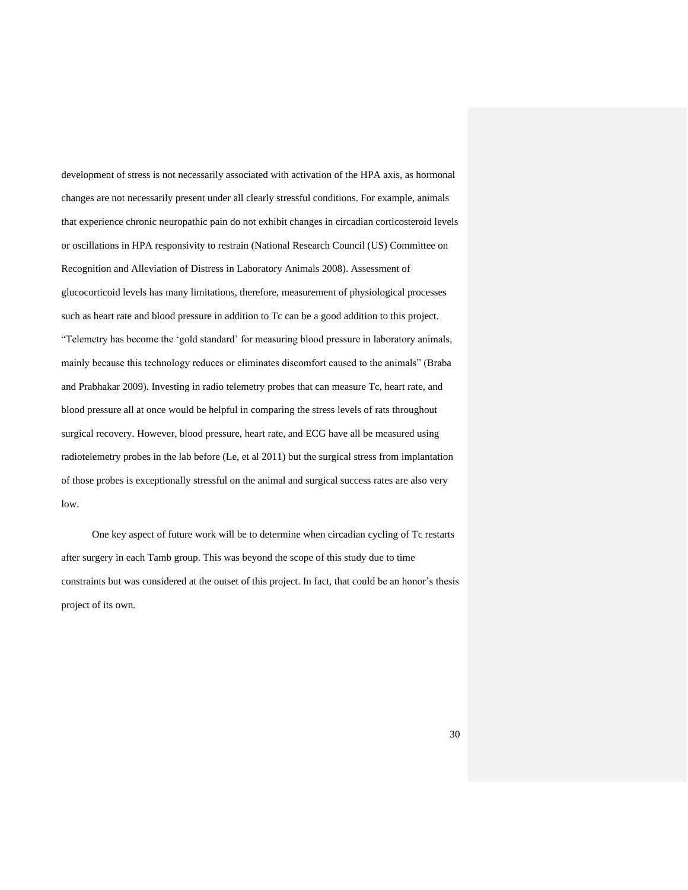development of stress is not necessarily associated with activation of the HPA axis, as hormonal changes are not necessarily present under all clearly stressful conditions. For example, animals that experience chronic neuropathic pain do not exhibit changes in circadian corticosteroid levels or oscillations in HPA responsivity to restrain (National Research Council (US) Committee on Recognition and Alleviation of Distress in Laboratory Animals 2008). Assessment of glucocorticoid levels has many limitations, therefore, measurement of physiological processes such as heart rate and blood pressure in addition to Tc can be a good addition to this project. "Telemetry has become the 'gold standard' for measuring blood pressure in laboratory animals, mainly because this technology reduces or eliminates discomfort caused to the animals" (Braba and Prabhakar 2009). Investing in radio telemetry probes that can measure Tc, heart rate, and blood pressure all at once would be helpful in comparing the stress levels of rats throughout surgical recovery. However, blood pressure, heart rate, and ECG have all be measured using radiotelemetry probes in the lab before (Le, et al 2011) but the surgical stress from implantation of those probes is exceptionally stressful on the animal and surgical success rates are also very low.

One key aspect of future work will be to determine when circadian cycling of Tc restarts after surgery in each Tamb group. This was beyond the scope of this study due to time constraints but was considered at the outset of this project. In fact, that could be an honor's thesis project of its own.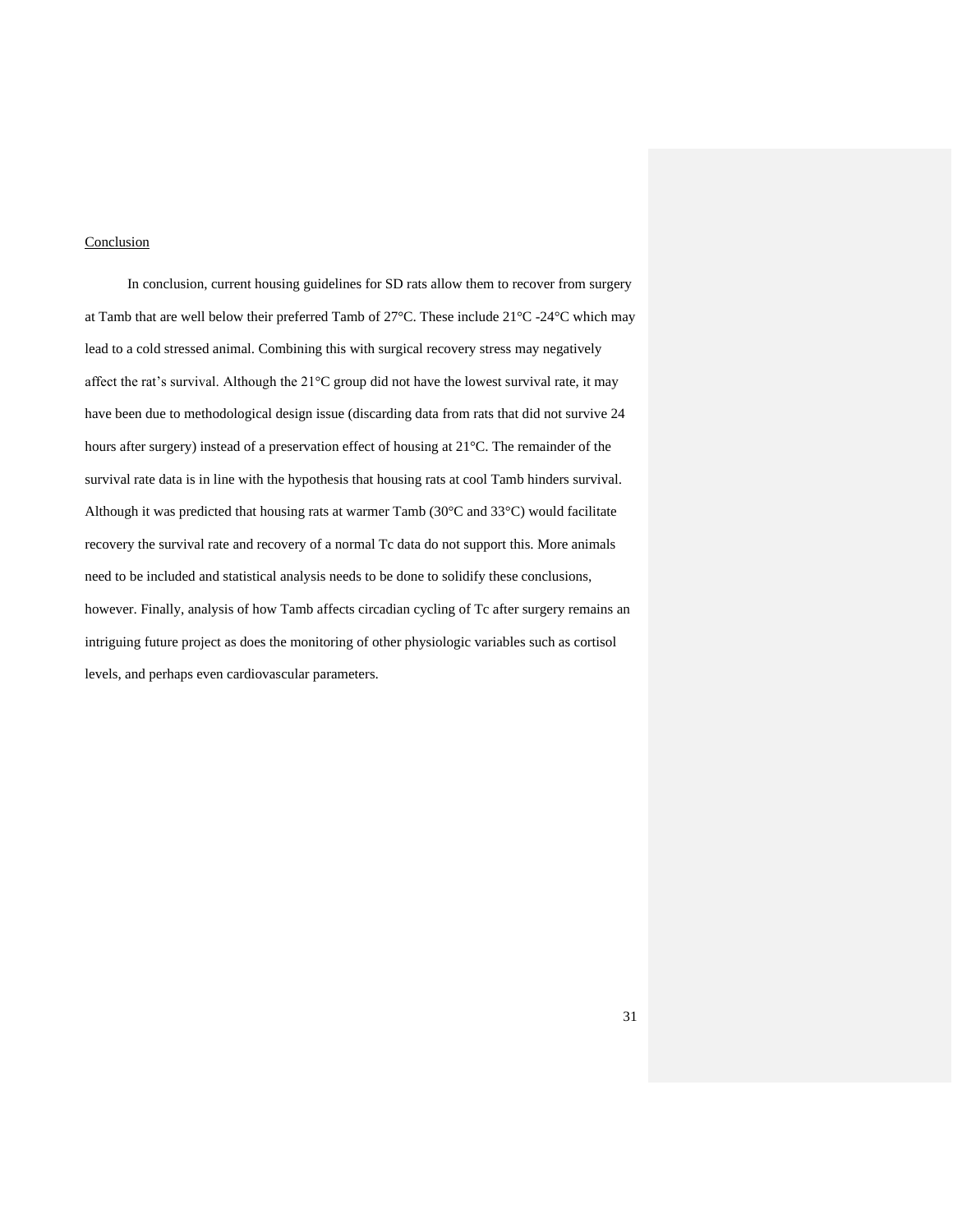## Conclusion

In conclusion, current housing guidelines for SD rats allow them to recover from surgery at Tamb that are well below their preferred Tamb of 27°C. These include 21°C -24°C which may lead to a cold stressed animal. Combining this with surgical recovery stress may negatively affect the rat's survival. Although the 21°C group did not have the lowest survival rate, it may have been due to methodological design issue (discarding data from rats that did not survive 24 hours after surgery) instead of a preservation effect of housing at 21°C. The remainder of the survival rate data is in line with the hypothesis that housing rats at cool Tamb hinders survival. Although it was predicted that housing rats at warmer Tamb (30°C and 33°C) would facilitate recovery the survival rate and recovery of a normal Tc data do not support this. More animals need to be included and statistical analysis needs to be done to solidify these conclusions, however. Finally, analysis of how Tamb affects circadian cycling of Tc after surgery remains an intriguing future project as does the monitoring of other physiologic variables such as cortisol levels, and perhaps even cardiovascular parameters.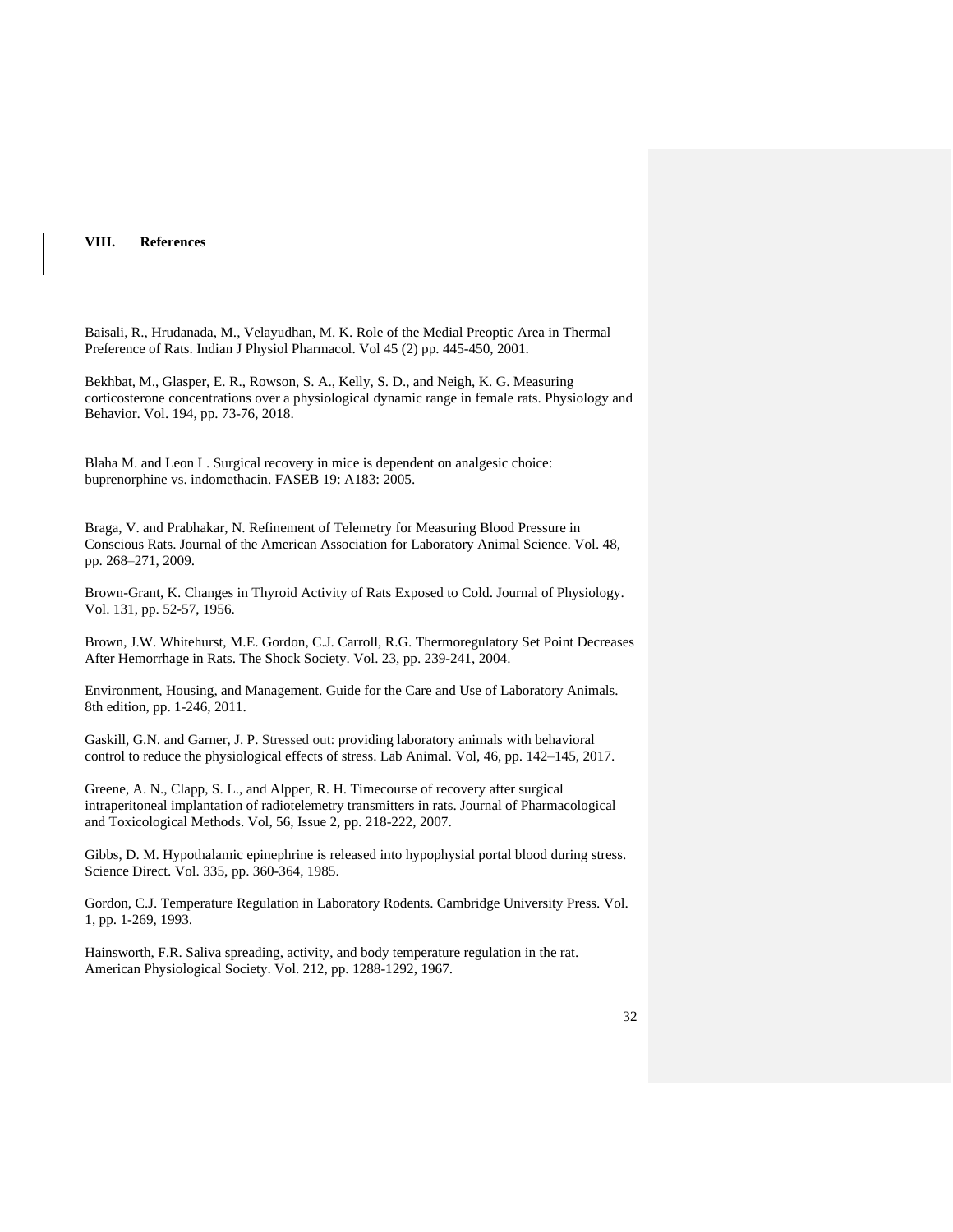## VIII. References

Baisali, R., Hrudanada, M., Velayudhan, M. K. Role of the Medial Preoptic Area in Thermal Preference of Rats. Indian J Physiol Pharmacol. Vol 45 (2) pp. 445-450, 2001.

Bekhbat, M., Glasper, E. R., Rowson, S. A., Kelly, S. D., and Neigh, K. G. Measuring corticosterone concentrations over a physiological dynamic range in female rats. Physiology and Behavior. Vol. 194, pp. 73-76, 2018.

Blaha M. and Leon L. Surgical recovery in mice is dependent on analgesic choice: buprenorphine vs. indomethacin. FASEB 19: A183: 2005.

Braga, V. and Prabhakar, N. Refinement of Telemetry for Measuring Blood Pressure in Conscious Rats. Journal of the American Association for Laboratory Animal Science. Vol. 48, pp. 268–271, 2009.

Brown-Grant, K. Changes in Thyroid Activity of Rats Exposed to Cold. Journal of Physiology. Vol. 131, pp. 52-57, 1956.

Brown, J.W. Whitehurst, M.E. Gordon, C.J. Carroll, R.G. Thermoregulatory Set Point Decreases After Hemorrhage in Rats. The Shock Society. Vol. 23, pp. 239-241, 2004.

Environment, Housing, and Management. Guide for the Care and Use of Laboratory Animals. 8th edition, pp. 1-246, 2011.

Gaskill, G.N. and Garner, J. P. Stressed out: providing laboratory animals with behavioral control to reduce the physiological effects of stress. Lab Animal. Vol, 46, pp. 142–145, 2017.

Greene, A. N., Clapp, S. L., and Alpper, R. H. Timecourse of recovery after surgical intraperitoneal implantation of radiotelemetry transmitters in rats. Journal of Pharmacological and Toxicological Methods. Vol, 56, Issue 2, pp. 218-222, 2007.

Gibbs, D. M. Hypothalamic epinephrine is released into hypophysial portal blood during stress. Science Direct. Vol. 335, pp. 360-364, 1985.

Gordon, C.J. Temperature Regulation in Laboratory Rodents. Cambridge University Press. Vol. 1, pp. 1-269, 1993.

Hainsworth, F.R. Saliva spreading, activity, and body temperature regulation in the rat. American Physiological Society. Vol. 212, pp. 1288-1292, 1967.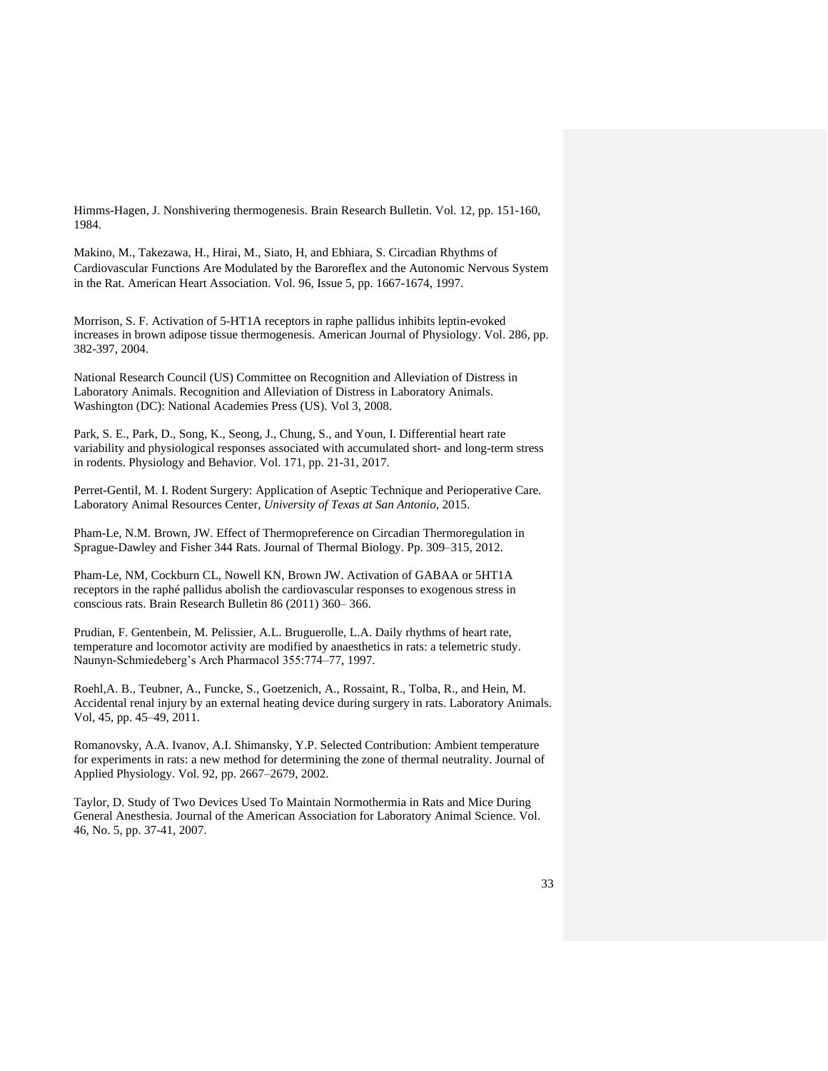Himms-Hagen, J. Nonshivering thermogenesis. Brain Research Bulletin. Vol. 12, pp. 151-160, 1984.

Makino, M., Takezawa, H., Hirai, M., Siato, H, and Ebhiara, S. Circadian Rhythms of Cardiovascular Functions Are Modulated by the Baroreflex and the Autonomic Nervous System in the Rat. American Heart Association. Vol. 96, Issue 5, pp. 1667-1674, 1997.

Morrison, S. F. Activation of 5-HT1A receptors in raphe pallidus inhibits leptin-evoked increases in brown adipose tissue thermogenesis. American Journal of Physiology. Vol. 286, pp. 382-397, 2004.

National Research Council (US) Committee on Recognition and Alleviation of Distress in Laboratory Animals. Recognition and Alleviation of Distress in Laboratory Animals. Washington (DC): National Academies Press (US). Vol 3, 2008.

Park, S. E., Park, D., Song, K., Seong, J., Chung, S., and Youn, I. Differential heart rate variability and physiological responses associated with accumulated short- and long-term stress in rodents. Physiology and Behavior. Vol. 171, pp. 21-31, 2017.

Perret-Gentil, M. I. Rodent Surgery: Application of Aseptic Technique and Perioperative Care. Laboratory Animal Resources Center, *University of Texas at San Antonio,* 2015.

Pham-Le, N.M. Brown, JW. Effect of Thermopreference on Circadian Thermoregulation in Sprague-Dawley and Fisher 344 Rats. Journal of Thermal Biology. Pp. 309–315, 2012.

Pham-Le, NM, Cockburn CL, Nowell KN, Brown JW. Activation of GABAA or 5HT1A receptors in the raphé pallidus abolish the cardiovascular responses to exogenous stress in conscious rats. Brain Research Bulletin 86 (2011) 360– 366.

Prudian, F. Gentenbein, M. Pelissier, A.L. Bruguerolle, L.A. Daily rhythms of heart rate, temperature and locomotor activity are modified by anaesthetics in rats: a telemetric study. Naunyn-Schmiedeberg's Arch Pharmacol 355:774–77, 1997.

Roehl,A. B., Teubner, A., Funcke, S., Goetzenich, A., Rossaint, R., Tolba, R., and Hein, M. Accidental renal injury by an external heating device during surgery in rats. Laboratory Animals. Vol, 45, pp. 45–49, 2011.

Romanovsky, A.A. Ivanov, A.I. Shimansky, Y.P. Selected Contribution: Ambient temperature for experiments in rats: a new method for determining the zone of thermal neutrality. Journal of Applied Physiology. Vol. 92, pp. 2667–2679, 2002.

Taylor, D. Study of Two Devices Used To Maintain Normothermia in Rats and Mice During General Anesthesia. Journal of the American Association for Laboratory Animal Science. Vol. 46, No. 5, pp. 37-41, 2007.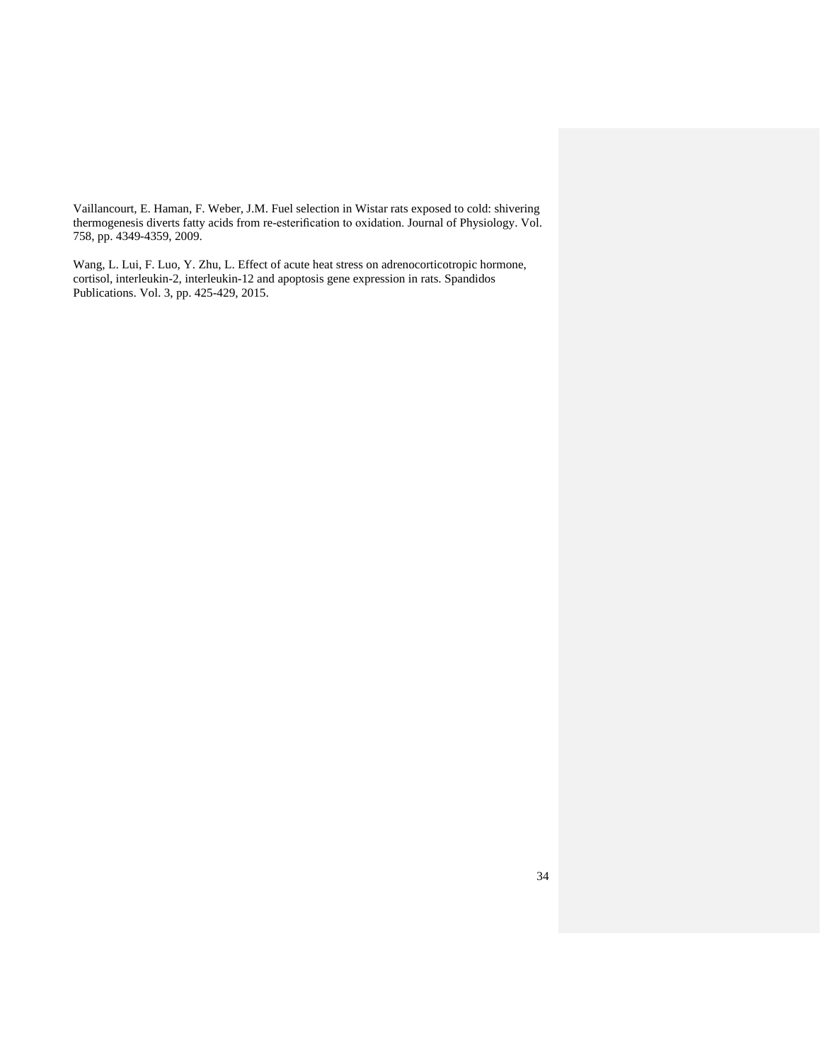Vaillancourt, E. Haman, F. Weber, J.M. Fuel selection in Wistar rats exposed to cold: shivering thermogenesis diverts fatty acids from re-esterification to oxidation. Journal of Physiology. Vol. 758, pp. 4349-4359, 2009.

Wang, L. Lui, F. Luo, Y. Zhu, L. Effect of acute heat stress on adrenocorticotropic hormone, cortisol, interleukin-2, interleukin-12 and apoptosis gene expression in rats. Spandidos Publications. Vol. 3, pp. 425-429, 2015.